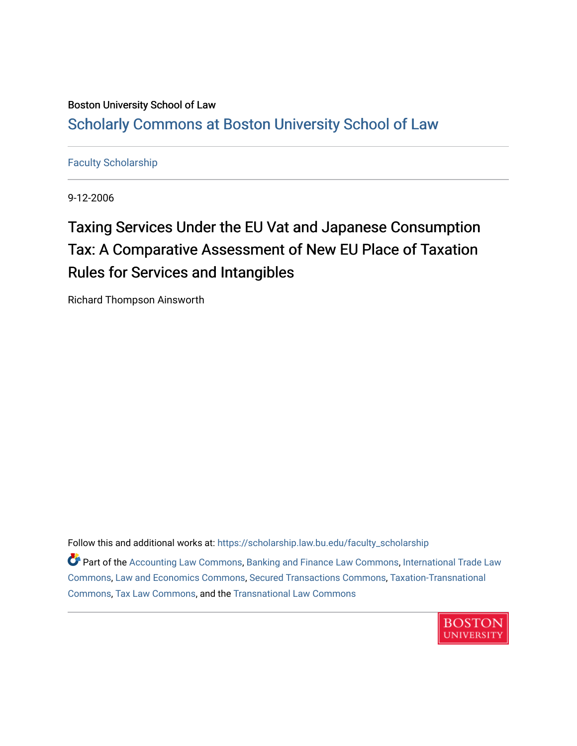Boston University School of Law

# Scholarly Commons at Boston University School of Law

Faculty Scholarship

9-12-2006

## Taxing Services Under the EU Vat and Japanese Consumption Tax: A Comparative Assessment of New EU Place of Taxation Rules for Services and Intangibles

Richard Thompson Ainsworth

Follow this and additional works at: https://scholarship.law.bu.edu/faculty_scholarship

Part of the Accounting Law Commons, Banking and Finance Law Commons, International Trade Law Commons, Law and Economics Commons, Secured Transactions Commons, Taxation-Transnational Commons, Tax Law Commons, and the Transnational Law Commons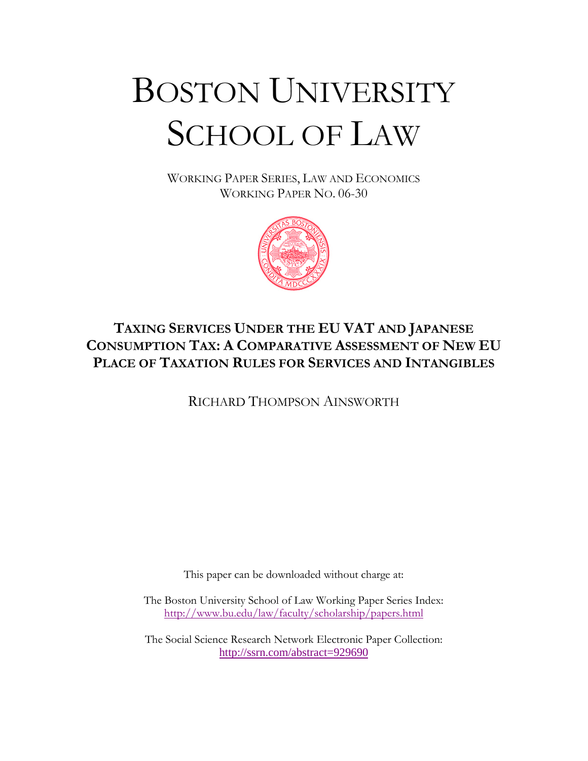# BOSTON UNIVERSITY SCHOOL OF LAW

WORKING PAPER SERIES, LAW AND ECONOMICS
WORKING PAPER NO. 06-30

## TAXING SERVICES UNDER THE EU VAT AND JAPANESE CONSUMPTION TAX: A COMPARATIVE ASSESSMENT OF NEW EU PLACE OF TAXATION RULES FOR SERVICES AND INTANGIBLES

RICHARD THOMPSON AINSWORTH

This paper can be downloaded without charge at:

The Boston University School of Law Working Paper Series Index:
http://www.bu.edu/law/faculty/scholarship/papers.html

The Social Science Research Network Electronic Paper Collection:
http://ssrn.com/abstract=929690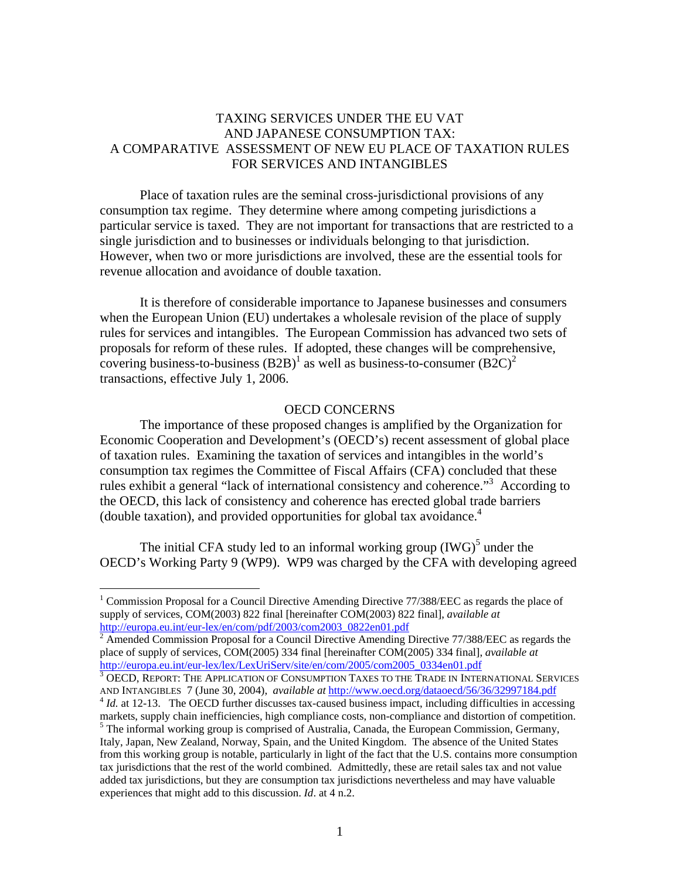# TAXING SERVICES UNDER THE EU VAT AND JAPANESE CONSUMPTION TAX: A COMPARATIVE ASSESSMENT OF NEW EU PLACE OF TAXATION RULES FOR SERVICES AND INTANGIBLES

Place of taxation rules are the seminal cross-jurisdictional provisions of any consumption tax regime. They determine where among competing jurisdictions a particular service is taxed. They are not important for transactions that are restricted to a single jurisdiction and to businesses or individuals belonging to that jurisdiction. However, when two or more jurisdictions are involved, these are the essential tools for revenue allocation and avoidance of double taxation.

It is therefore of considerable importance to Japanese businesses and consumers when the European Union (EU) undertakes a wholesale revision of the place of supply rules for services and intangibles. The European Commission has advanced two sets of proposals for reform of these rules. If adopted, these changes will be comprehensive, covering business-to-business (B2B)[1] as well as business-to-consumer (B2C)[2] transactions, effective July 1, 2006.

## OECD CONCERNS

The importance of these proposed changes is amplified by the Organization for Economic Cooperation and Development's (OECD's) recent assessment of global place of taxation rules. Examining the taxation of services and intangibles in the world's consumption tax regimes the Committee of Fiscal Affairs (CFA) concluded that these rules exhibit a general "lack of international consistency and coherence."[3] According to the OECD, this lack of consistency and coherence has erected global trade barriers (double taxation), and provided opportunities for global tax avoidance.[4]

The initial CFA study led to an informal working group (IWG)[5] under the OECD's Working Party 9 (WP9). WP9 was charged by the CFA with developing agreed

---

[1] Commission Proposal for a Council Directive Amending Directive 77/388/EEC as regards the place of supply of services, COM(2003) 822 final [hereinafter COM(2003) 822 final], *available at* http://europa.eu.int/eur-lex/en/com/pdf/2003/com2003_0822en01.pdf

[2] Amended Commission Proposal for a Council Directive Amending Directive 77/388/EEC as regards the place of supply of services, COM(2005) 334 final [hereinafter COM(2005) 334 final], *available at* http://europa.eu.int/eur-lex/lex/LexUriServ/site/en/com/2005/com2005_0334en01.pdf

[3] OECD, REPORT: THE APPLICATION OF CONSUMPTION TAXES TO THE TRADE IN INTERNATIONAL SERVICES AND INTANGIBLES 7 (June 30, 2004), *available at* http://www.oecd.org/dataoecd/56/36/32997184.pdf

[4] *Id.* at 12-13. The OECD further discusses tax-caused business impact, including difficulties in accessing markets, supply chain inefficiencies, high compliance costs, non-compliance and distortion of competition.

[5] The informal working group is comprised of Australia, Canada, the European Commission, Germany, Italy, Japan, New Zealand, Norway, Spain, and the United Kingdom. The absence of the United States from this working group is notable, particularly in light of the fact that the U.S. contains more consumption tax jurisdictions that the rest of the world combined. Admittedly, these are retail sales tax and not value added tax jurisdictions, but they are consumption tax jurisdictions nevertheless and may have valuable experiences that might add to this discussion. *Id*. at 4 n.2.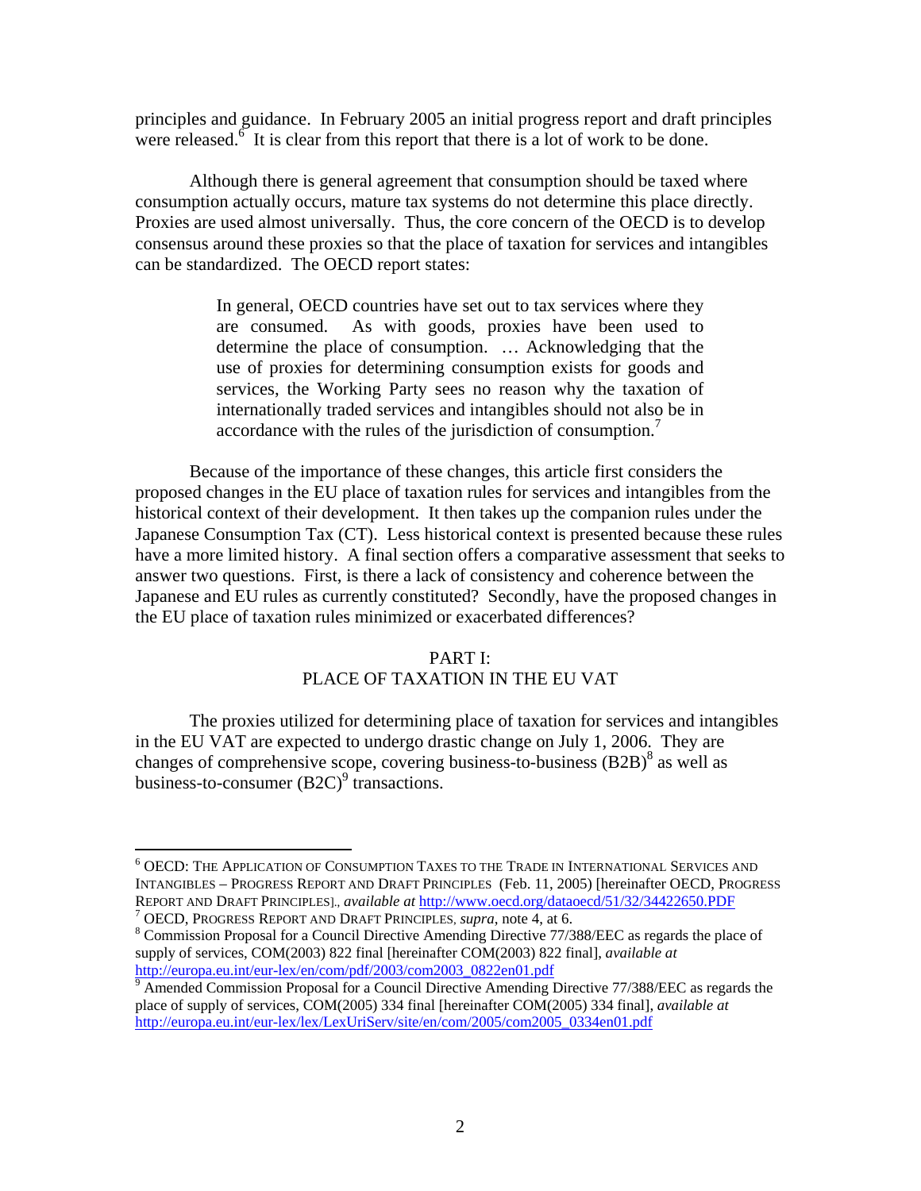principles and guidance. In February 2005 an initial progress report and draft principles were released.[6] It is clear from this report that there is a lot of work to be done.

Although there is general agreement that consumption should be taxed where consumption actually occurs, mature tax systems do not determine this place directly. Proxies are used almost universally. Thus, the core concern of the OECD is to develop consensus around these proxies so that the place of taxation for services and intangibles can be standardized. The OECD report states:

> In general, OECD countries have set out to tax services where they are consumed. As with goods, proxies have been used to determine the place of consumption. … Acknowledging that the use of proxies for determining consumption exists for goods and services, the Working Party sees no reason why the taxation of internationally traded services and intangibles should not also be in accordance with the rules of the jurisdiction of consumption.[7]

Because of the importance of these changes, this article first considers the proposed changes in the EU place of taxation rules for services and intangibles from the historical context of their development. It then takes up the companion rules under the Japanese Consumption Tax (CT). Less historical context is presented because these rules have a more limited history. A final section offers a comparative assessment that seeks to answer two questions. First, is there a lack of consistency and coherence between the Japanese and EU rules as currently constituted? Secondly, have the proposed changes in the EU place of taxation rules minimized or exacerbated differences?

## PART I:
## PLACE OF TAXATION IN THE EU VAT

The proxies utilized for determining place of taxation for services and intangibles in the EU VAT are expected to undergo drastic change on July 1, 2006. They are changes of comprehensive scope, covering business-to-business (B2B)[8] as well as business-to-consumer (B2C)[9] transactions.

---

[6] OECD: THE APPLICATION OF CONSUMPTION TAXES TO THE TRADE IN INTERNATIONAL SERVICES AND INTANGIBLES – PROGRESS REPORT AND DRAFT PRINCIPLES (Feb. 11, 2005) [hereinafter OECD, PROGRESS REPORT AND DRAFT PRINCIPLES]., *available at* http://www.oecd.org/dataoecd/51/32/34422650.PDF

[7] OECD, PROGRESS REPORT AND DRAFT PRINCIPLES, *supra*, note 4, at 6.

[8] Commission Proposal for a Council Directive Amending Directive 77/388/EEC as regards the place of supply of services, COM(2003) 822 final [hereinafter COM(2003) 822 final], *available at* http://europa.eu.int/eur-lex/en/com/pdf/2003/com2003_0822en01.pdf

[9] Amended Commission Proposal for a Council Directive Amending Directive 77/388/EEC as regards the place of supply of services, COM(2005) 334 final [hereinafter COM(2005) 334 final], *available at* http://europa.eu.int/eur-lex/lex/LexUriServ/site/en/com/2005/com2005_0334en01.pdf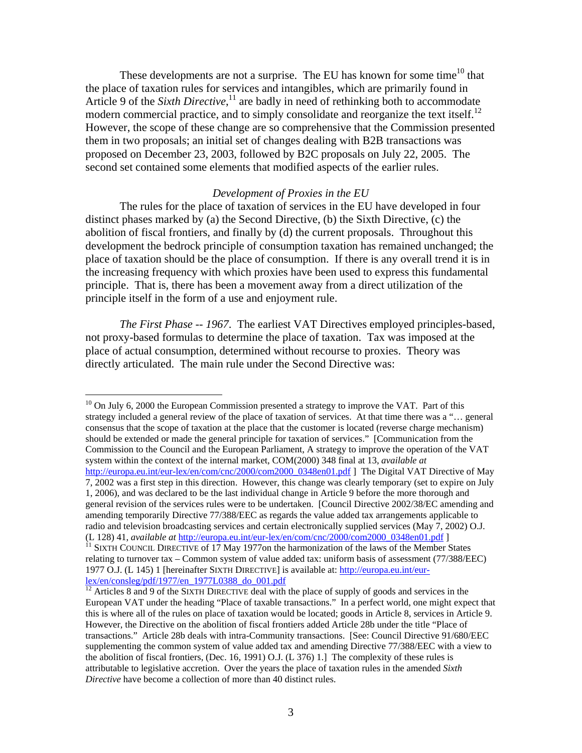These developments are not a surprise. The EU has known for some time[10] that the place of taxation rules for services and intangibles, which are primarily found in Article 9 of the *Sixth Directive*,[11] are badly in need of rethinking both to accommodate modern commercial practice, and to simply consolidate and reorganize the text itself.[12] However, the scope of these change are so comprehensive that the Commission presented them in two proposals; an initial set of changes dealing with B2B transactions was proposed on December 23, 2003, followed by B2C proposals on July 22, 2005. The second set contained some elements that modified aspects of the earlier rules.

*Development of Proxies in the EU*

The rules for the place of taxation of services in the EU have developed in four distinct phases marked by (a) the Second Directive, (b) the Sixth Directive, (c) the abolition of fiscal frontiers, and finally by (d) the current proposals. Throughout this development the bedrock principle of consumption taxation has remained unchanged; the place of taxation should be the place of consumption. If there is any overall trend it is in the increasing frequency with which proxies have been used to express this fundamental principle. That is, there has been a movement away from a direct utilization of the principle itself in the form of a use and enjoyment rule.

*The First Phase -- 1967.* The earliest VAT Directives employed principles-based, not proxy-based formulas to determine the place of taxation. Tax was imposed at the place of actual consumption, determined without recourse to proxies. Theory was directly articulated. The main rule under the Second Directive was:

---

[10] On July 6, 2000 the European Commission presented a strategy to improve the VAT. Part of this strategy included a general review of the place of taxation of services. At that time there was a "… general consensus that the scope of taxation at the place that the customer is located (reverse charge mechanism) should be extended or made the general principle for taxation of services." [Communication from the Commission to the Council and the European Parliament, A strategy to improve the operation of the VAT system within the context of the internal market, COM(2000) 348 final at 13, *available at* http://europa.eu.int/eur-lex/en/com/cnc/2000/com2000_0348en01.pdf ] The Digital VAT Directive of May 7, 2002 was a first step in this direction. However, this change was clearly temporary (set to expire on July 1, 2006), and was declared to be the last individual change in Article 9 before the more thorough and general revision of the services rules were to be undertaken. [Council Directive 2002/38/EC amending and amending temporarily Directive 77/388/EEC as regards the value added tax arrangements applicable to radio and television broadcasting services and certain electronically supplied services (May 7, 2002) O.J. (L 128) 41, *available at* http://europa.eu.int/eur-lex/en/com/cnc/2000/com2000_0348en01.pdf ]

[11] SIXTH COUNCIL DIRECTIVE of 17 May 1977on the harmonization of the laws of the Member States relating to turnover tax – Common system of value added tax: uniform basis of assessment (77/388/EEC) 1977 O.J. (L 145) 1 [hereinafter SIXTH DIRECTIVE] is available at: http://europa.eu.int/eur-lex/en/consleg/pdf/1977/en_1977L0388_do_001.pdf

[12] Articles 8 and 9 of the SIXTH DIRECTIVE deal with the place of supply of goods and services in the European VAT under the heading "Place of taxable transactions." In a perfect world, one might expect that this is where all of the rules on place of taxation would be located; goods in Article 8, services in Article 9. However, the Directive on the abolition of fiscal frontiers added Article 28b under the title "Place of transactions." Article 28b deals with intra-Community transactions. [See: Council Directive 91/680/EEC supplementing the common system of value added tax and amending Directive 77/388/EEC with a view to the abolition of fiscal frontiers, (Dec. 16, 1991) O.J. (L 376) 1.] The complexity of these rules is attributable to legislative accretion. Over the years the place of taxation rules in the amended *Sixth Directive* have become a collection of more than 40 distinct rules.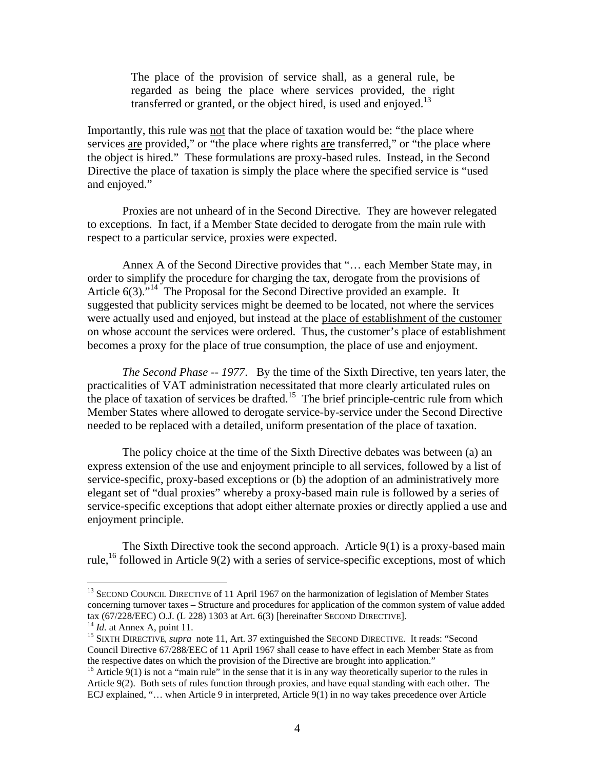> The place of the provision of service shall, as a general rule, be regarded as being the place where services provided, the right transferred or granted, or the object hired, is used and enjoyed.[13]

Importantly, this rule was not that the place of taxation would be: "the place where services are provided," or "the place where rights are transferred," or "the place where the object is hired." These formulations are proxy-based rules. Instead, in the Second Directive the place of taxation is simply the place where the specified service is "used and enjoyed."

Proxies are not unheard of in the Second Directive. They are however relegated to exceptions. In fact, if a Member State decided to derogate from the main rule with respect to a particular service, proxies were expected.

Annex A of the Second Directive provides that "… each Member State may, in order to simplify the procedure for charging the tax, derogate from the provisions of Article 6(3)."[14] The Proposal for the Second Directive provided an example. It suggested that publicity services might be deemed to be located, not where the services were actually used and enjoyed, but instead at the place of establishment of the customer on whose account the services were ordered. Thus, the customer's place of establishment becomes a proxy for the place of true consumption, the place of use and enjoyment.

*The Second Phase -- 1977*. By the time of the Sixth Directive, ten years later, the practicalities of VAT administration necessitated that more clearly articulated rules on the place of taxation of services be drafted.[15] The brief principle-centric rule from which Member States where allowed to derogate service-by-service under the Second Directive needed to be replaced with a detailed, uniform presentation of the place of taxation.

The policy choice at the time of the Sixth Directive debates was between (a) an express extension of the use and enjoyment principle to all services, followed by a list of service-specific, proxy-based exceptions or (b) the adoption of an administratively more elegant set of "dual proxies" whereby a proxy-based main rule is followed by a series of service-specific exceptions that adopt either alternate proxies or directly applied a use and enjoyment principle.

The Sixth Directive took the second approach. Article 9(1) is a proxy-based main rule,[16] followed in Article 9(2) with a series of service-specific exceptions, most of which

---

[13] SECOND COUNCIL DIRECTIVE of 11 April 1967 on the harmonization of legislation of Member States concerning turnover taxes – Structure and procedures for application of the common system of value added tax (67/228/EEC) O.J. (L 228) 1303 at Art. 6(3) [hereinafter SECOND DIRECTIVE].

[14] *Id.* at Annex A, point 11.

[15] SIXTH DIRECTIVE, *supra* note 11, Art. 37 extinguished the SECOND DIRECTIVE. It reads: "Second Council Directive 67/288/EEC of 11 April 1967 shall cease to have effect in each Member State as from the respective dates on which the provision of the Directive are brought into application."

[16] Article 9(1) is not a "main rule" in the sense that it is in any way theoretically superior to the rules in Article 9(2). Both sets of rules function through proxies, and have equal standing with each other. The ECJ explained, "… when Article 9 in interpreted, Article 9(1) in no way takes precedence over Article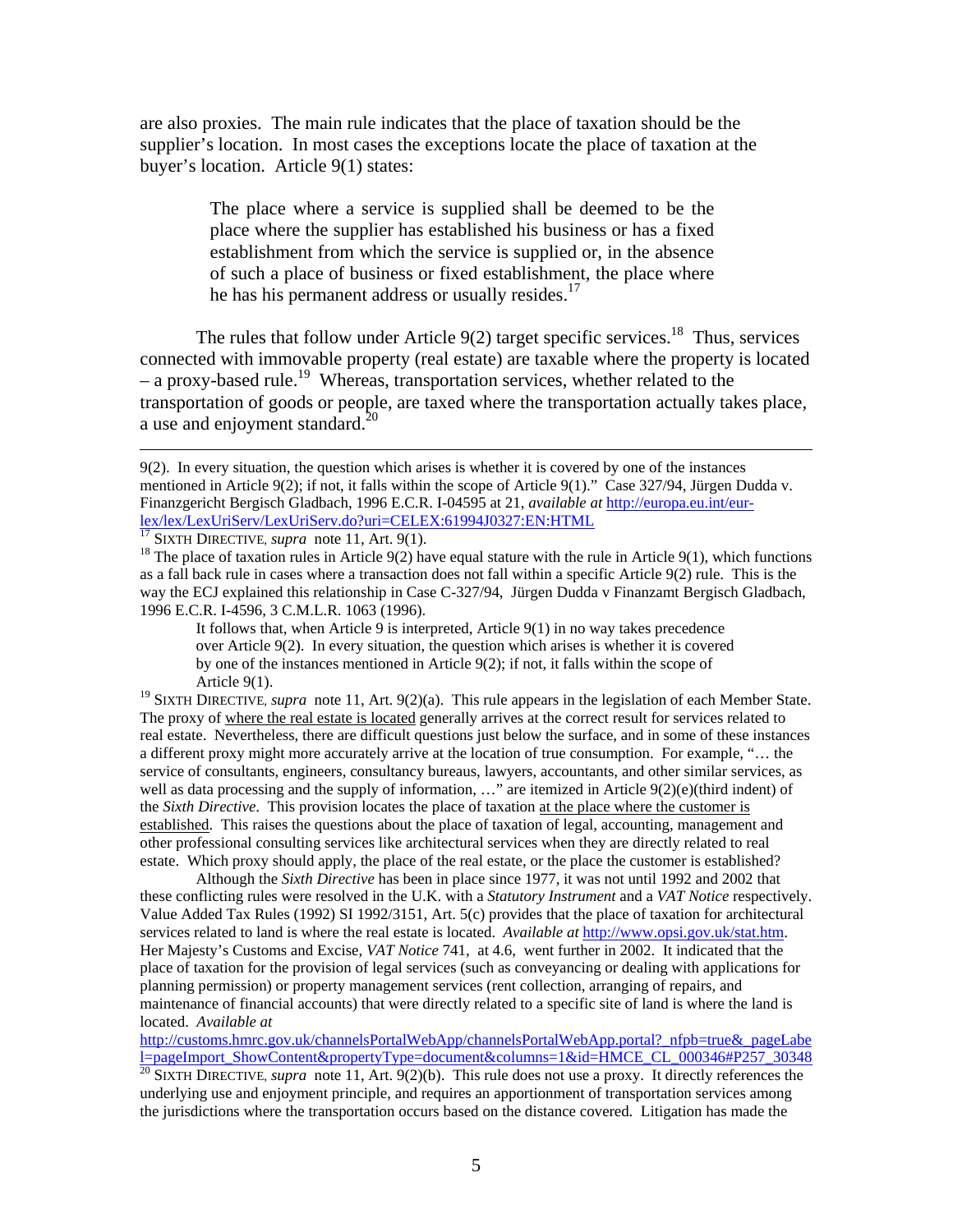are also proxies. The main rule indicates that the place of taxation should be the supplier's location. In most cases the exceptions locate the place of taxation at the buyer's location. Article 9(1) states:

> The place where a service is supplied shall be deemed to be the place where the supplier has established his business or has a fixed establishment from which the service is supplied or, in the absence of such a place of business or fixed establishment, the place where he has his permanent address or usually resides.[17]

The rules that follow under Article 9(2) target specific services.[18] Thus, services connected with immovable property (real estate) are taxable where the property is located – a proxy-based rule.[19] Whereas, transportation services, whether related to the transportation of goods or people, are taxed where the transportation actually takes place, a use and enjoyment standard.[20]

---

9(2). In every situation, the question which arises is whether it is covered by one of the instances mentioned in Article 9(2); if not, it falls within the scope of Article 9(1)." Case 327/94, Jürgen Dudda v. Finanzgericht Bergisch Gladbach, 1996 E.C.R. I-04595 at 21, *available at* http://europa.eu.int/eur-lex/lex/LexUriServ/LexUriServ.do?uri=CELEX:61994J0327:EN:HTML

[17] SIXTH DIRECTIVE, *supra* note 11, Art. 9(1).

[18] The place of taxation rules in Article 9(2) have equal stature with the rule in Article 9(1), which functions as a fall back rule in cases where a transaction does not fall within a specific Article 9(2) rule. This is the way the ECJ explained this relationship in Case C-327/94, Jürgen Dudda v Finanzamt Bergisch Gladbach, 1996 E.C.R. I-4596, 3 C.M.L.R. 1063 (1996).

> It follows that, when Article 9 is interpreted, Article 9(1) in no way takes precedence over Article 9(2). In every situation, the question which arises is whether it is covered by one of the instances mentioned in Article 9(2); if not, it falls within the scope of Article 9(1).

[19] SIXTH DIRECTIVE, *supra* note 11, Art. 9(2)(a). This rule appears in the legislation of each Member State. The proxy of where the real estate is located generally arrives at the correct result for services related to real estate. Nevertheless, there are difficult questions just below the surface, and in some of these instances a different proxy might more accurately arrive at the location of true consumption. For example, "… the service of consultants, engineers, consultancy bureaus, lawyers, accountants, and other similar services, as well as data processing and the supply of information, …" are itemized in Article 9(2)(e)(third indent) of the *Sixth Directive*. This provision locates the place of taxation at the place where the customer is established. This raises the questions about the place of taxation of legal, accounting, management and other professional consulting services like architectural services when they are directly related to real estate. Which proxy should apply, the place of the real estate, or the place the customer is established?

Although the *Sixth Directive* has been in place since 1977, it was not until 1992 and 2002 that these conflicting rules were resolved in the U.K. with a *Statutory Instrument* and a *VAT Notice* respectively. Value Added Tax Rules (1992) SI 1992/3151, Art. 5(c) provides that the place of taxation for architectural services related to land is where the real estate is located. *Available at* http://www.opsi.gov.uk/stat.htm. Her Majesty's Customs and Excise, *VAT Notice* 741, at 4.6, went further in 2002. It indicated that the place of taxation for the provision of legal services (such as conveyancing or dealing with applications for planning permission) or property management services (rent collection, arranging of repairs, and maintenance of financial accounts) that were directly related to a specific site of land is where the land is located. *Available at* http://customs.hmrc.gov.uk/channelsPortalWebApp/channelsPortalWebApp.portal?_nfpb=true&_pageLabel=pageImport_ShowContent&propertyType=document&columns=1&id=HMCE_CL_000346#P257_30348

[20] SIXTH DIRECTIVE, *supra* note 11, Art. 9(2)(b). This rule does not use a proxy. It directly references the underlying use and enjoyment principle, and requires an apportionment of transportation services among the jurisdictions where the transportation occurs based on the distance covered. Litigation has made the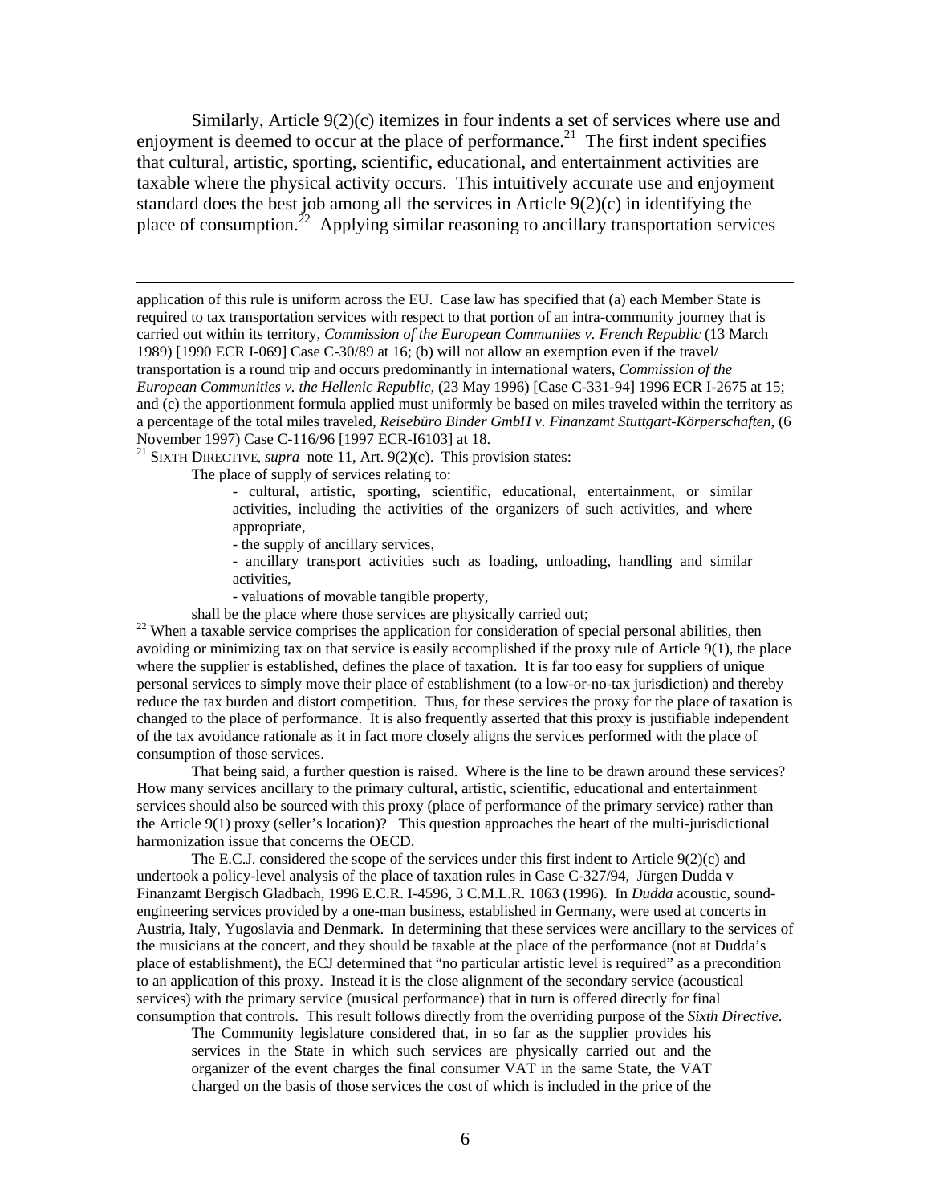Similarly, Article 9(2)(c) itemizes in four indents a set of services where use and enjoyment is deemed to occur at the place of performance.[21] The first indent specifies that cultural, artistic, sporting, scientific, educational, and entertainment activities are taxable where the physical activity occurs. This intuitively accurate use and enjoyment standard does the best job among all the services in Article 9(2)(c) in identifying the place of consumption.[22] Applying similar reasoning to ancillary transportation services

---

application of this rule is uniform across the EU. Case law has specified that (a) each Member State is required to tax transportation services with respect to that portion of an intra-community journey that is carried out within its territory, *Commission of the European Communiies v. French Republic* (13 March 1989) [1990 ECR I-069] Case C-30/89 at 16; (b) will not allow an exemption even if the travel/ transportation is a round trip and occurs predominantly in international waters, *Commission of the European Communities v. the Hellenic Republic*, (23 May 1996) [Case C-331-94] 1996 ECR I-2675 at 15; and (c) the apportionment formula applied must uniformly be based on miles traveled within the territory as a percentage of the total miles traveled, *Reisebüro Binder GmbH v. Finanzamt Stuttgart-Körperschaften*, (6 November 1997) Case C-116/96 [1997 ECR-I6103] at 18.

[21] SIXTH DIRECTIVE, *supra* note 11, Art. 9(2)(c). This provision states:

> The place of supply of services relating to:
>
> > - cultural, artistic, sporting, scientific, educational, entertainment, or similar activities, including the activities of the organizers of such activities, and where appropriate,
> > - the supply of ancillary services,
> > - ancillary transport activities such as loading, unloading, handling and similar activities,
> > - valuations of movable tangible property,
>
> shall be the place where those services are physically carried out;

[22] When a taxable service comprises the application for consideration of special personal abilities, then avoiding or minimizing tax on that service is easily accomplished if the proxy rule of Article 9(1), the place where the supplier is established, defines the place of taxation. It is far too easy for suppliers of unique personal services to simply move their place of establishment (to a low-or-no-tax jurisdiction) and thereby reduce the tax burden and distort competition. Thus, for these services the proxy for the place of taxation is changed to the place of performance. It is also frequently asserted that this proxy is justifiable independent of the tax avoidance rationale as it in fact more closely aligns the services performed with the place of consumption of those services.

That being said, a further question is raised. Where is the line to be drawn around these services? How many services ancillary to the primary cultural, artistic, scientific, educational and entertainment services should also be sourced with this proxy (place of performance of the primary service) rather than the Article 9(1) proxy (seller's location)? This question approaches the heart of the multi-jurisdictional harmonization issue that concerns the OECD.

The E.C.J. considered the scope of the services under this first indent to Article 9(2)(c) and undertook a policy-level analysis of the place of taxation rules in Case C-327/94, Jürgen Dudda v Finanzamt Bergisch Gladbach, 1996 E.C.R. I-4596, 3 C.M.L.R. 1063 (1996). In *Dudda* acoustic, sound-engineering services provided by a one-man business, established in Germany, were used at concerts in Austria, Italy, Yugoslavia and Denmark. In determining that these services were ancillary to the services of the musicians at the concert, and they should be taxable at the place of the performance (not at Dudda's place of establishment), the ECJ determined that "no particular artistic level is required" as a precondition to an application of this proxy. Instead it is the close alignment of the secondary service (acoustical services) with the primary service (musical performance) that in turn is offered directly for final consumption that controls. This result follows directly from the overriding purpose of the *Sixth Directive*.

> The Community legislature considered that, in so far as the supplier provides his services in the State in which such services are physically carried out and the organizer of the event charges the final consumer VAT in the same State, the VAT charged on the basis of those services the cost of which is included in the price of the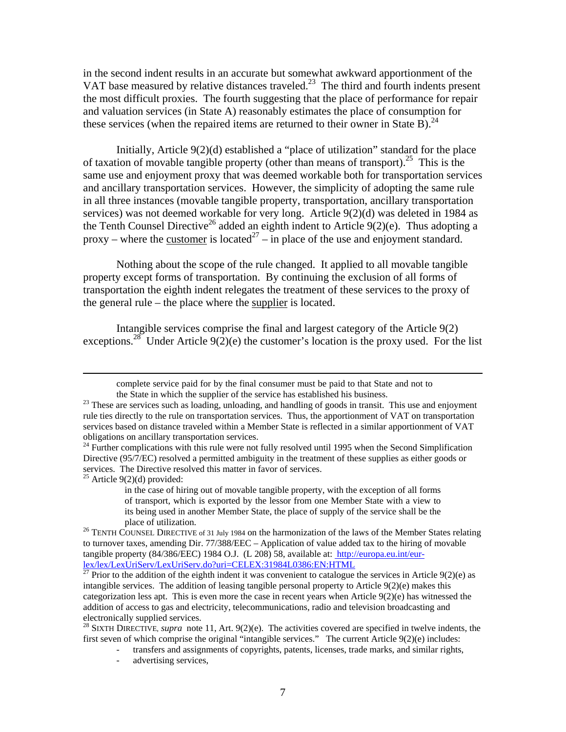in the second indent results in an accurate but somewhat awkward apportionment of the VAT base measured by relative distances traveled.[23] The third and fourth indents present the most difficult proxies. The fourth suggesting that the place of performance for repair and valuation services (in State A) reasonably estimates the place of consumption for these services (when the repaired items are returned to their owner in State B).[24]

Initially, Article 9(2)(d) established a "place of utilization" standard for the place of taxation of movable tangible property (other than means of transport).[25] This is the same use and enjoyment proxy that was deemed workable both for transportation services and ancillary transportation services. However, the simplicity of adopting the same rule in all three instances (movable tangible property, transportation, ancillary transportation services) was not deemed workable for very long. Article 9(2)(d) was deleted in 1984 as the Tenth Counsel Directive[26] added an eighth indent to Article 9(2)(e). Thus adopting a proxy – where the <u>customer</u> is located[27] – in place of the use and enjoyment standard.

Nothing about the scope of the rule changed. It applied to all movable tangible property except forms of transportation. By continuing the exclusion of all forms of transportation the eighth indent relegates the treatment of these services to the proxy of the general rule – the place where the <u>supplier</u> is located.

Intangible services comprise the final and largest category of the Article 9(2) exceptions.[28] Under Article 9(2)(e) the customer's location is the proxy used. For the list

---

> complete service paid for by the final consumer must be paid to that State and not to the State in which the supplier of the service has established his business.

[23] These are services such as loading, unloading, and handling of goods in transit. This use and enjoyment rule ties directly to the rule on transportation services. Thus, the apportionment of VAT on transportation services based on distance traveled within a Member State is reflected in a similar apportionment of VAT obligations on ancillary transportation services.

[24] Further complications with this rule were not fully resolved until 1995 when the Second Simplification Directive (95/7/EC) resolved a permitted ambiguity in the treatment of these supplies as either goods or services. The Directive resolved this matter in favor of services.

[25] Article 9(2)(d) provided:

> in the case of hiring out of movable tangible property, with the exception of all forms of transport, which is exported by the lessor from one Member State with a view to its being used in another Member State, the place of supply of the service shall be the place of utilization.

[26] TENTH COUNSEL DIRECTIVE of 31 July 1984 on the harmonization of the laws of the Member States relating to turnover taxes, amending Dir. 77/388/EEC – Application of value added tax to the hiring of movable tangible property (84/386/EEC) 1984 O.J. (L 208) 58, available at: http://europa.eu.int/eur-lex/lex/LexUriServ/LexUriServ.do?uri=CELEX:31984L0386:EN:HTML

[27] Prior to the addition of the eighth indent it was convenient to catalogue the services in Article 9(2)(e) as intangible services. The addition of leasing tangible personal property to Article 9(2)(e) makes this categorization less apt. This is even more the case in recent years when Article 9(2)(e) has witnessed the addition of access to gas and electricity, telecommunications, radio and television broadcasting and electronically supplied services.

[28] SIXTH DIRECTIVE, *supra* note 11, Art. 9(2)(e). The activities covered are specified in twelve indents, the first seven of which comprise the original "intangible services." The current Article 9(2)(e) includes:

- transfers and assignments of copyrights, patents, licenses, trade marks, and similar rights,
- advertising services,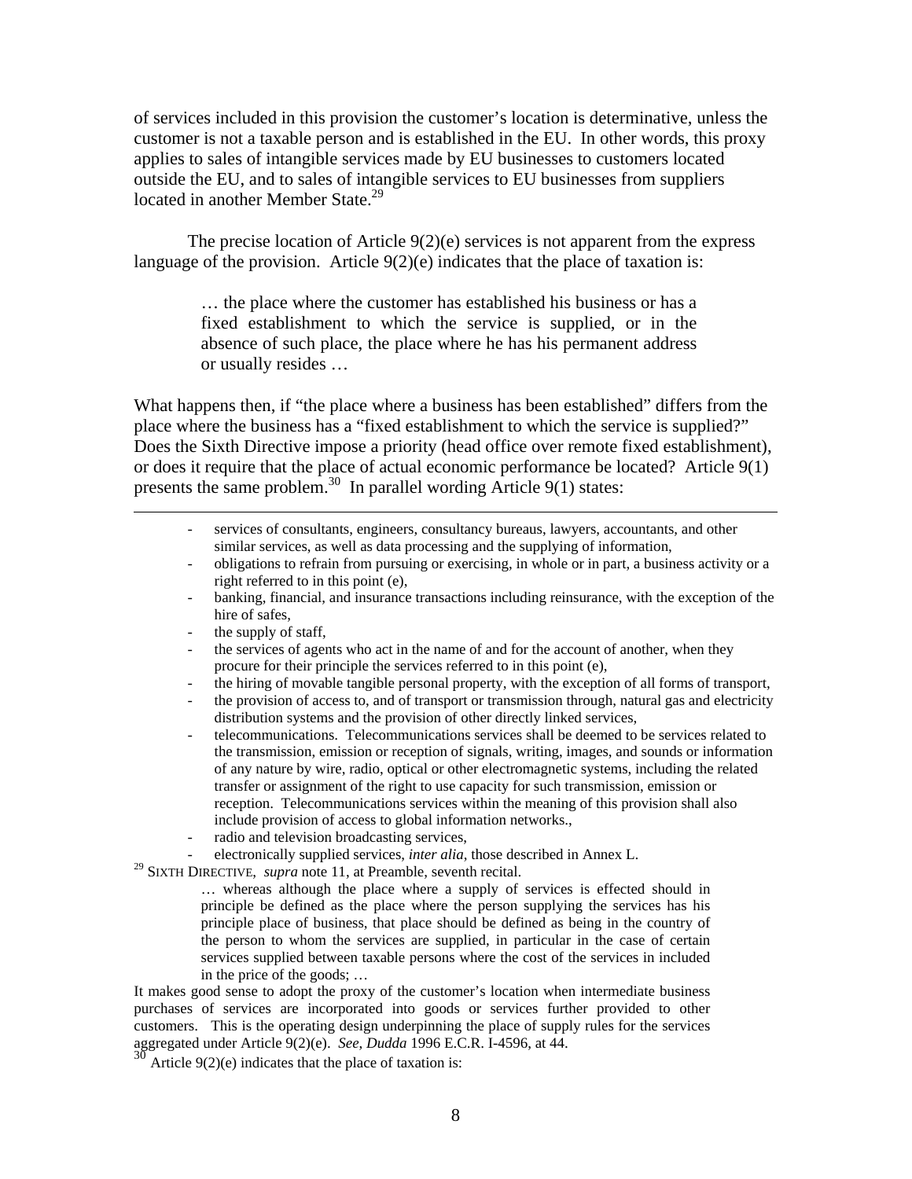of services included in this provision the customer's location is determinative, unless the customer is not a taxable person and is established in the EU. In other words, this proxy applies to sales of intangible services made by EU businesses to customers located outside the EU, and to sales of intangible services to EU businesses from suppliers located in another Member State.[29]

The precise location of Article 9(2)(e) services is not apparent from the express language of the provision. Article 9(2)(e) indicates that the place of taxation is:

> … the place where the customer has established his business or has a fixed establishment to which the service is supplied, or in the absence of such place, the place where he has his permanent address or usually resides …

What happens then, if "the place where a business has been established" differs from the place where the business has a "fixed establishment to which the service is supplied?" Does the Sixth Directive impose a priority (head office over remote fixed establishment), or does it require that the place of actual economic performance be located? Article 9(1) presents the same problem.[30] In parallel wording Article 9(1) states:

---

- services of consultants, engineers, consultancy bureaus, lawyers, accountants, and other similar services, as well as data processing and the supplying of information,
- obligations to refrain from pursuing or exercising, in whole or in part, a business activity or a right referred to in this point (e),
- banking, financial, and insurance transactions including reinsurance, with the exception of the hire of safes,
- the supply of staff,
- the services of agents who act in the name of and for the account of another, when they procure for their principle the services referred to in this point (e),
- the hiring of movable tangible personal property, with the exception of all forms of transport,
- the provision of access to, and of transport or transmission through, natural gas and electricity distribution systems and the provision of other directly linked services,
- telecommunications. Telecommunications services shall be deemed to be services related to the transmission, emission or reception of signals, writing, images, and sounds or information of any nature by wire, radio, optical or other electromagnetic systems, including the related transfer or assignment of the right to use capacity for such transmission, emission or reception. Telecommunications services within the meaning of this provision shall also include provision of access to global information networks.,
- radio and television broadcasting services,
- electronically supplied services, *inter alia*, those described in Annex L.

[29] SIXTH DIRECTIVE, *supra* note 11, at Preamble, seventh recital.

> … whereas although the place where a supply of services is effected should in principle be defined as the place where the person supplying the services has his principle place of business, that place should be defined as being in the country of the person to whom the services are supplied, in particular in the case of certain services supplied between taxable persons where the cost of the services in included in the price of the goods; …

It makes good sense to adopt the proxy of the customer's location when intermediate business purchases of services are incorporated into goods or services further provided to other customers. This is the operating design underpinning the place of supply rules for the services aggregated under Article 9(2)(e). *See*, *Dudda* 1996 E.C.R. I-4596, at 44.

[30] Article 9(2)(e) indicates that the place of taxation is: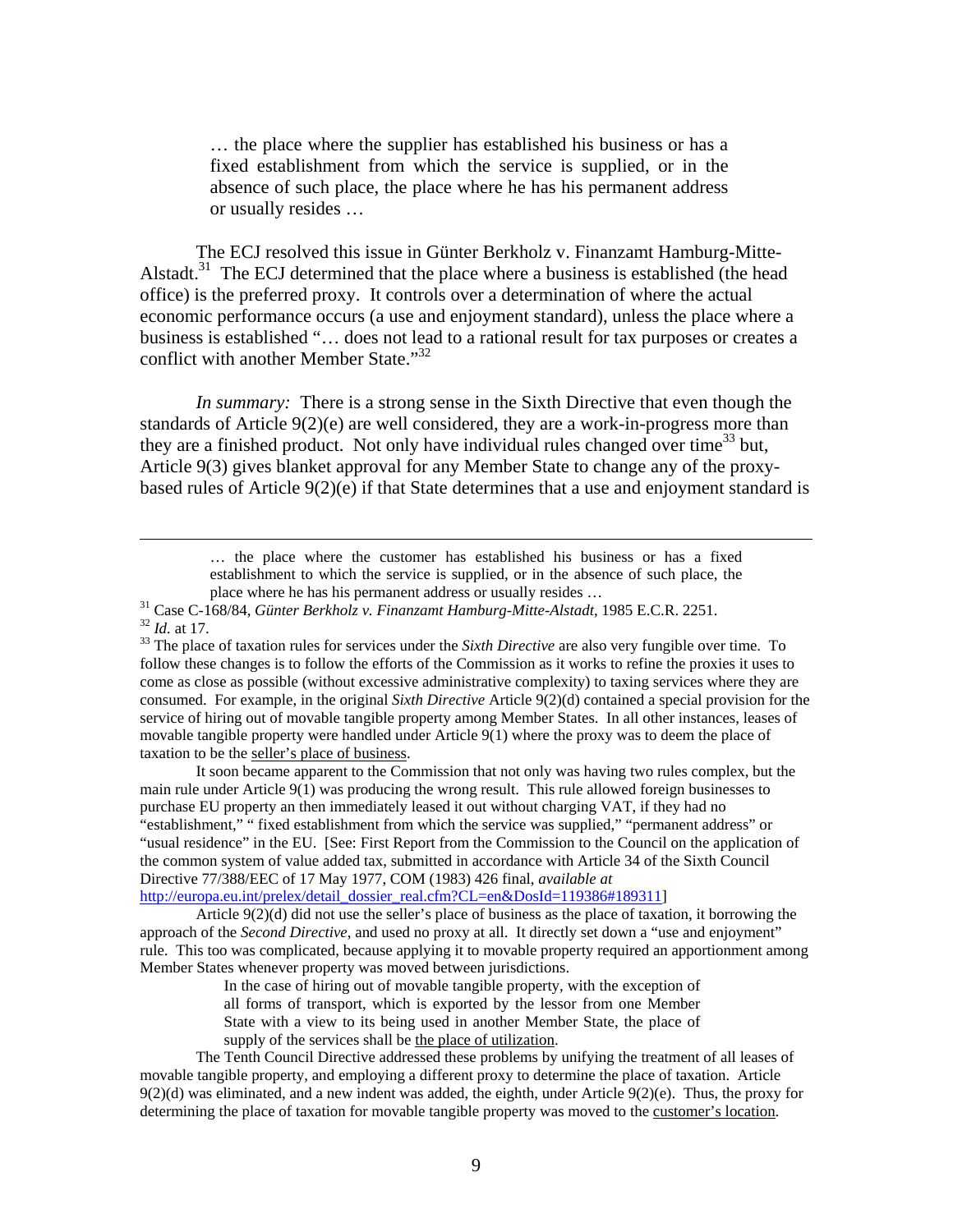> … the place where the supplier has established his business or has a fixed establishment from which the service is supplied, or in the absence of such place, the place where he has his permanent address or usually resides …

The ECJ resolved this issue in Günter Berkholz v. Finanzamt Hamburg-Mitte-Alstadt.[31] The ECJ determined that the place where a business is established (the head office) is the preferred proxy. It controls over a determination of where the actual economic performance occurs (a use and enjoyment standard), unless the place where a business is established "… does not lead to a rational result for tax purposes or creates a conflict with another Member State."[32]

*In summary:* There is a strong sense in the Sixth Directive that even though the standards of Article 9(2)(e) are well considered, they are a work-in-progress more than they are a finished product. Not only have individual rules changed over time[33] but, Article 9(3) gives blanket approval for any Member State to change any of the proxy-based rules of Article 9(2)(e) if that State determines that a use and enjoyment standard is

---

> … the place where the customer has established his business or has a fixed establishment to which the service is supplied, or in the absence of such place, the place where he has his permanent address or usually resides …

[31] Case C-168/84, *Günter Berkholz v. Finanzamt Hamburg-Mitte-Alstadt*, 1985 E.C.R. 2251.

[32] *Id.* at 17.

[33] The place of taxation rules for services under the *Sixth Directive* are also very fungible over time. To follow these changes is to follow the efforts of the Commission as it works to refine the proxies it uses to come as close as possible (without excessive administrative complexity) to taxing services where they are consumed. For example, in the original *Sixth Directive* Article 9(2)(d) contained a special provision for the service of hiring out of movable tangible property among Member States. In all other instances, leases of movable tangible property were handled under Article 9(1) where the proxy was to deem the place of taxation to be the <u>seller's place of business</u>.

It soon became apparent to the Commission that not only was having two rules complex, but the main rule under Article 9(1) was producing the wrong result. This rule allowed foreign businesses to purchase EU property an then immediately leased it out without charging VAT, if they had no "establishment," " fixed establishment from which the service was supplied," "permanent address" or "usual residence" in the EU. [See: First Report from the Commission to the Council on the application of the common system of value added tax, submitted in accordance with Article 34 of the Sixth Council Directive 77/388/EEC of 17 May 1977, COM (1983) 426 final, *available at* http://europa.eu.int/prelex/detail_dossier_real.cfm?CL=en&DosId=119386#189311]

Article 9(2)(d) did not use the seller's place of business as the place of taxation, it borrowing the approach of the *Second Directive*, and used no proxy at all. It directly set down a "use and enjoyment" rule. This too was complicated, because applying it to movable property required an apportionment among Member States whenever property was moved between jurisdictions.

> In the case of hiring out of movable tangible property, with the exception of all forms of transport, which is exported by the lessor from one Member State with a view to its being used in another Member State, the place of supply of the services shall be <u>the place of utilization</u>.

The Tenth Council Directive addressed these problems by unifying the treatment of all leases of movable tangible property, and employing a different proxy to determine the place of taxation. Article 9(2)(d) was eliminated, and a new indent was added, the eighth, under Article 9(2)(e). Thus, the proxy for determining the place of taxation for movable tangible property was moved to the <u>customer's location</u>.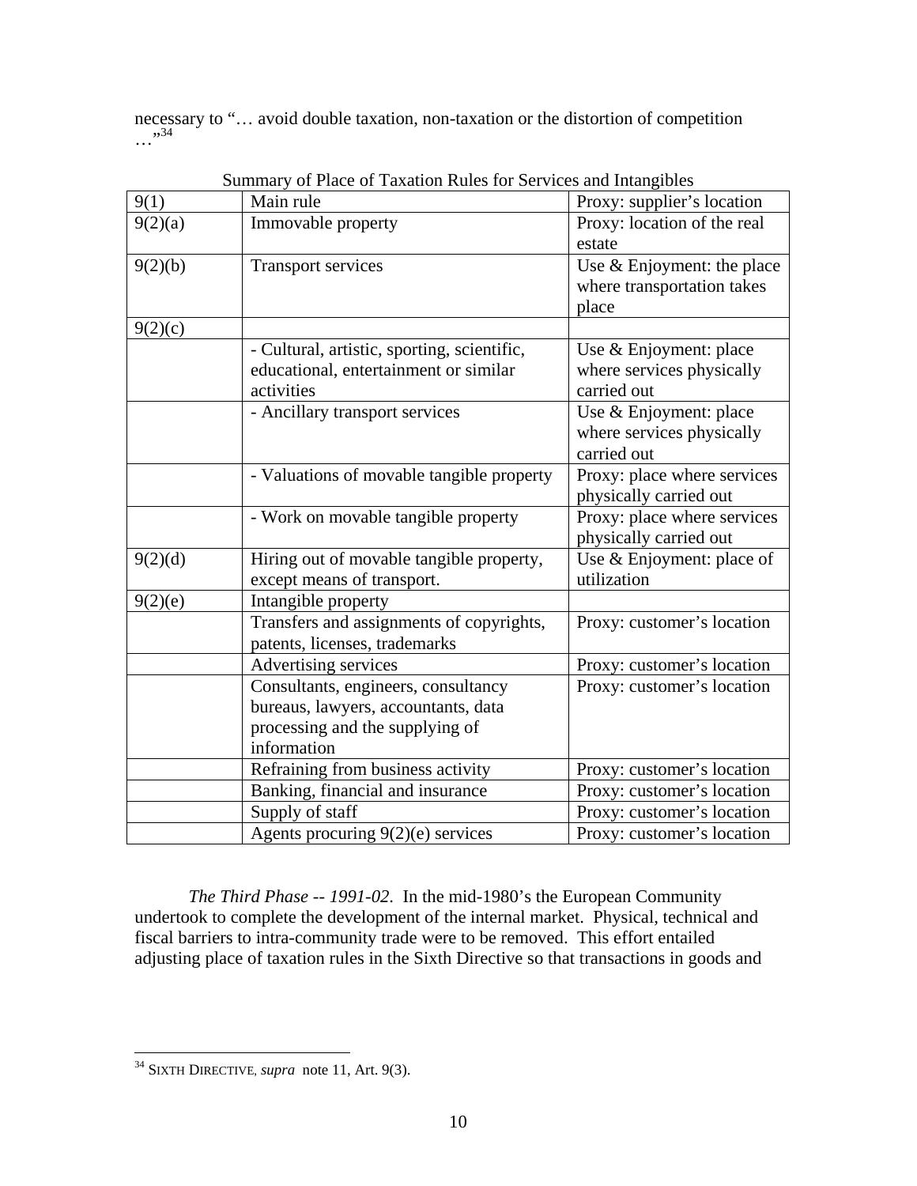necessary to "… avoid double taxation, non-taxation or the distortion of competition …"[34]

Summary of Place of Taxation Rules for Services and Intangibles

| 9(1) | Main rule | Proxy: supplier's location |
|---|---|---|
| 9(2)(a) | Immovable property | Proxy: location of the real estate |
| 9(2)(b) | Transport services | Use & Enjoyment: the place where transportation takes place |
| 9(2)(c) | | |
| | - Cultural, artistic, sporting, scientific, educational, entertainment or similar activities | Use & Enjoyment: place where services physically carried out |
| | - Ancillary transport services | Use & Enjoyment: place where services physically carried out |
| | - Valuations of movable tangible property | Proxy: place where services physically carried out |
| | - Work on movable tangible property | Proxy: place where services physically carried out |
| 9(2)(d) | Hiring out of movable tangible property, except means of transport. | Use & Enjoyment: place of utilization |
| 9(2)(e) | Intangible property | |
| | Transfers and assignments of copyrights, patents, licenses, trademarks | Proxy: customer's location |
| | Advertising services | Proxy: customer's location |
| | Consultants, engineers, consultancy bureaus, lawyers, accountants, data processing and the supplying of information | Proxy: customer's location |
| | Refraining from business activity | Proxy: customer's location |
| | Banking, financial and insurance | Proxy: customer's location |
| | Supply of staff | Proxy: customer's location |
| | Agents procuring 9(2)(e) services | Proxy: customer's location |

*The Third Phase -- 1991-02.* In the mid-1980's the European Community undertook to complete the development of the internal market. Physical, technical and fiscal barriers to intra-community trade were to be removed. This effort entailed adjusting place of taxation rules in the Sixth Directive so that transactions in goods and

[34] SIXTH DIRECTIVE, *supra* note 11, Art. 9(3).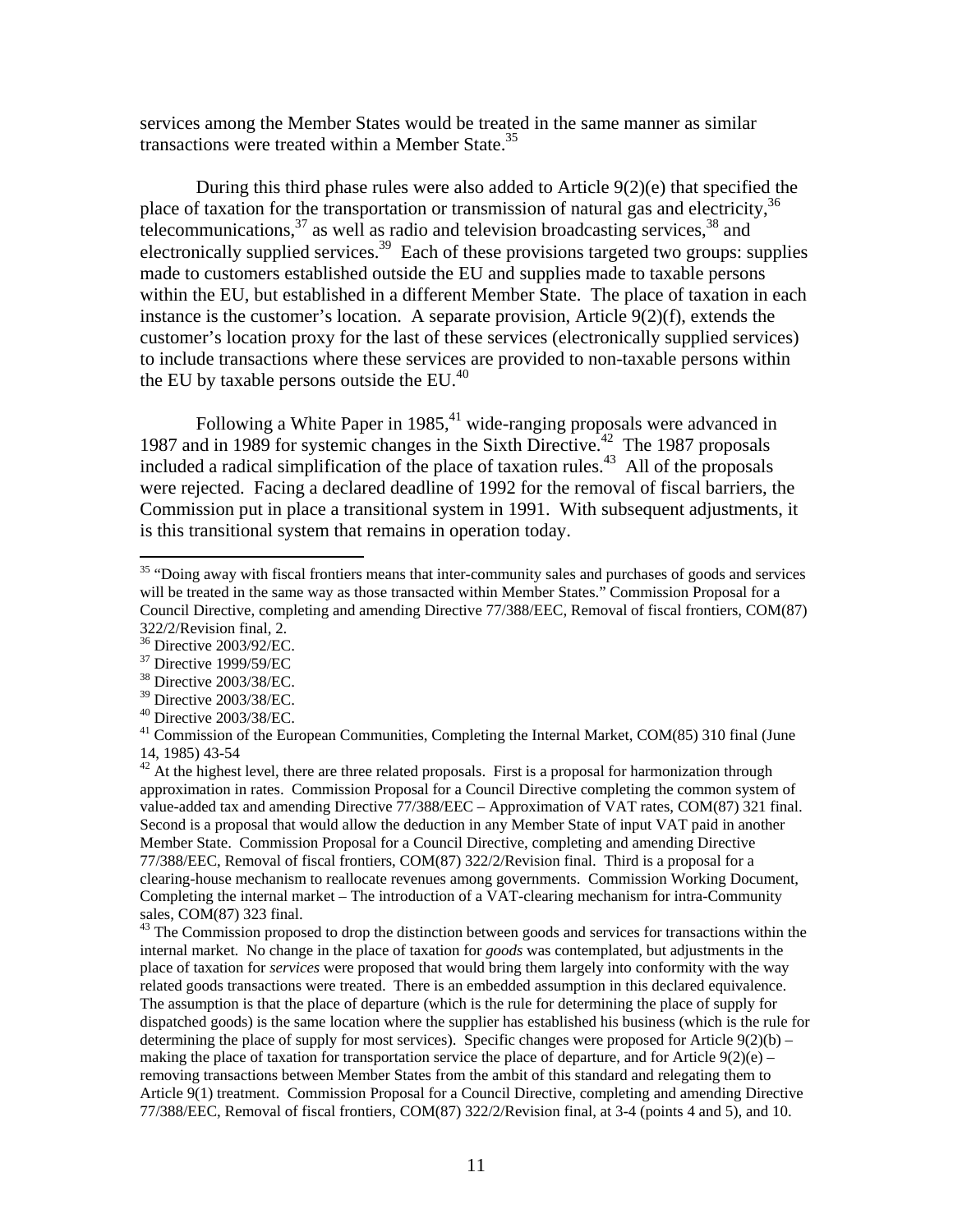services among the Member States would be treated in the same manner as similar transactions were treated within a Member State.[35]

During this third phase rules were also added to Article 9(2)(e) that specified the place of taxation for the transportation or transmission of natural gas and electricity,[36] telecommunications,[37] as well as radio and television broadcasting services,[38] and electronically supplied services.[39] Each of these provisions targeted two groups: supplies made to customers established outside the EU and supplies made to taxable persons within the EU, but established in a different Member State. The place of taxation in each instance is the customer's location. A separate provision, Article 9(2)(f), extends the customer's location proxy for the last of these services (electronically supplied services) to include transactions where these services are provided to non-taxable persons within the EU by taxable persons outside the EU.[40]

Following a White Paper in 1985,[41] wide-ranging proposals were advanced in 1987 and in 1989 for systemic changes in the Sixth Directive.[42] The 1987 proposals included a radical simplification of the place of taxation rules.[43] All of the proposals were rejected. Facing a declared deadline of 1992 for the removal of fiscal barriers, the Commission put in place a transitional system in 1991. With subsequent adjustments, it is this transitional system that remains in operation today.

---

[35] "Doing away with fiscal frontiers means that inter-community sales and purchases of goods and services will be treated in the same way as those transacted within Member States." Commission Proposal for a Council Directive, completing and amending Directive 77/388/EEC, Removal of fiscal frontiers, COM(87) 322/2/Revision final, 2.

[36] Directive 2003/92/EC.

[37] Directive 1999/59/EC

[38] Directive 2003/38/EC.

[39] Directive 2003/38/EC.

[40] Directive 2003/38/EC.

[41] Commission of the European Communities, Completing the Internal Market, COM(85) 310 final (June 14, 1985) 43-54

[42] At the highest level, there are three related proposals. First is a proposal for harmonization through approximation in rates. Commission Proposal for a Council Directive completing the common system of value-added tax and amending Directive 77/388/EEC – Approximation of VAT rates, COM(87) 321 final. Second is a proposal that would allow the deduction in any Member State of input VAT paid in another Member State. Commission Proposal for a Council Directive, completing and amending Directive 77/388/EEC, Removal of fiscal frontiers, COM(87) 322/2/Revision final. Third is a proposal for a clearing-house mechanism to reallocate revenues among governments. Commission Working Document, Completing the internal market – The introduction of a VAT-clearing mechanism for intra-Community sales, COM(87) 323 final.

[43] The Commission proposed to drop the distinction between goods and services for transactions within the internal market. No change in the place of taxation for *goods* was contemplated, but adjustments in the place of taxation for *services* were proposed that would bring them largely into conformity with the way related goods transactions were treated. There is an embedded assumption in this declared equivalence. The assumption is that the place of departure (which is the rule for determining the place of supply for dispatched goods) is the same location where the supplier has established his business (which is the rule for determining the place of supply for most services). Specific changes were proposed for Article 9(2)(b) – making the place of taxation for transportation service the place of departure, and for Article 9(2)(e) – removing transactions between Member States from the ambit of this standard and relegating them to Article 9(1) treatment. Commission Proposal for a Council Directive, completing and amending Directive 77/388/EEC, Removal of fiscal frontiers, COM(87) 322/2/Revision final, at 3-4 (points 4 and 5), and 10.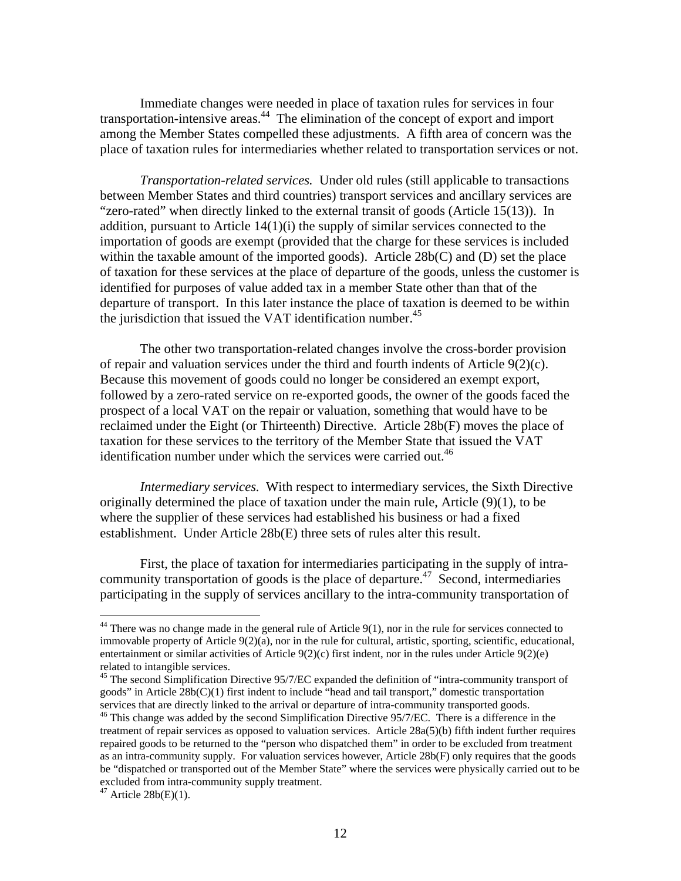Immediate changes were needed in place of taxation rules for services in four transportation-intensive areas.[44] The elimination of the concept of export and import among the Member States compelled these adjustments. A fifth area of concern was the place of taxation rules for intermediaries whether related to transportation services or not.

*Transportation-related services.* Under old rules (still applicable to transactions between Member States and third countries) transport services and ancillary services are "zero-rated" when directly linked to the external transit of goods (Article 15(13)). In addition, pursuant to Article 14(1)(i) the supply of similar services connected to the importation of goods are exempt (provided that the charge for these services is included within the taxable amount of the imported goods). Article 28b(C) and (D) set the place of taxation for these services at the place of departure of the goods, unless the customer is identified for purposes of value added tax in a member State other than that of the departure of transport. In this later instance the place of taxation is deemed to be within the jurisdiction that issued the VAT identification number.[45]

The other two transportation-related changes involve the cross-border provision of repair and valuation services under the third and fourth indents of Article 9(2)(c). Because this movement of goods could no longer be considered an exempt export, followed by a zero-rated service on re-exported goods, the owner of the goods faced the prospect of a local VAT on the repair or valuation, something that would have to be reclaimed under the Eight (or Thirteenth) Directive. Article 28b(F) moves the place of taxation for these services to the territory of the Member State that issued the VAT identification number under which the services were carried out.[46]

*Intermediary services.* With respect to intermediary services, the Sixth Directive originally determined the place of taxation under the main rule, Article (9)(1), to be where the supplier of these services had established his business or had a fixed establishment. Under Article 28b(E) three sets of rules alter this result.

First, the place of taxation for intermediaries participating in the supply of intra-community transportation of goods is the place of departure.[47] Second, intermediaries participating in the supply of services ancillary to the intra-community transportation of

---

[44] There was no change made in the general rule of Article 9(1), nor in the rule for services connected to immovable property of Article 9(2)(a), nor in the rule for cultural, artistic, sporting, scientific, educational, entertainment or similar activities of Article 9(2)(c) first indent, nor in the rules under Article 9(2)(e) related to intangible services.

[45] The second Simplification Directive 95/7/EC expanded the definition of "intra-community transport of goods" in Article 28b(C)(1) first indent to include "head and tail transport," domestic transportation services that are directly linked to the arrival or departure of intra-community transported goods.

[46] This change was added by the second Simplification Directive 95/7/EC. There is a difference in the treatment of repair services as opposed to valuation services. Article 28a(5)(b) fifth indent further requires repaired goods to be returned to the "person who dispatched them" in order to be excluded from treatment as an intra-community supply. For valuation services however, Article 28b(F) only requires that the goods be "dispatched or transported out of the Member State" where the services were physically carried out to be excluded from intra-community supply treatment.

[47] Article 28b(E)(1).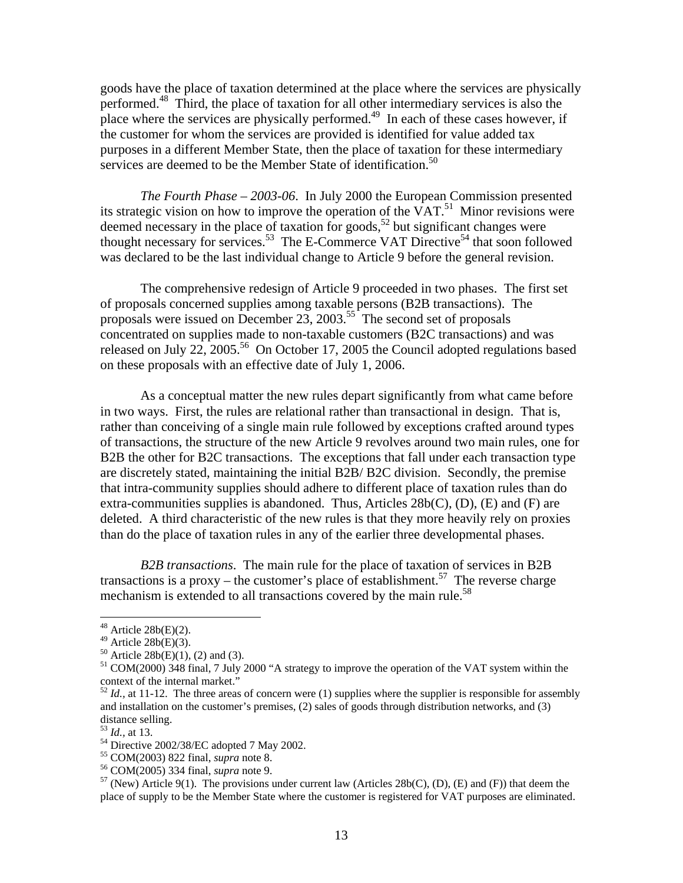goods have the place of taxation determined at the place where the services are physically performed.[48] Third, the place of taxation for all other intermediary services is also the place where the services are physically performed.[49] In each of these cases however, if the customer for whom the services are provided is identified for value added tax purposes in a different Member State, then the place of taxation for these intermediary services are deemed to be the Member State of identification.[50]

*The Fourth Phase – 2003-06*. In July 2000 the European Commission presented its strategic vision on how to improve the operation of the VAT.[51] Minor revisions were deemed necessary in the place of taxation for goods,[52] but significant changes were thought necessary for services.[53] The E-Commerce VAT Directive[54] that soon followed was declared to be the last individual change to Article 9 before the general revision.

The comprehensive redesign of Article 9 proceeded in two phases. The first set of proposals concerned supplies among taxable persons (B2B transactions). The proposals were issued on December 23, 2003.[55] The second set of proposals concentrated on supplies made to non-taxable customers (B2C transactions) and was released on July 22, 2005.[56] On October 17, 2005 the Council adopted regulations based on these proposals with an effective date of July 1, 2006.

As a conceptual matter the new rules depart significantly from what came before in two ways. First, the rules are relational rather than transactional in design. That is, rather than conceiving of a single main rule followed by exceptions crafted around types of transactions, the structure of the new Article 9 revolves around two main rules, one for B2B the other for B2C transactions. The exceptions that fall under each transaction type are discretely stated, maintaining the initial B2B/ B2C division. Secondly, the premise that intra-community supplies should adhere to different place of taxation rules than do extra-communities supplies is abandoned. Thus, Articles 28b(C), (D), (E) and (F) are deleted. A third characteristic of the new rules is that they more heavily rely on proxies than do the place of taxation rules in any of the earlier three developmental phases.

*B2B transactions*. The main rule for the place of taxation of services in B2B transactions is a proxy – the customer's place of establishment.[57] The reverse charge mechanism is extended to all transactions covered by the main rule.[58]

---

[48] Article 28b(E)(2).

[49] Article 28b(E)(3).

[50] Article 28b(E)(1), (2) and (3).

[51] COM(2000) 348 final, 7 July 2000 "A strategy to improve the operation of the VAT system within the context of the internal market."

[52] *Id.*, at 11-12. The three areas of concern were (1) supplies where the supplier is responsible for assembly and installation on the customer's premises, (2) sales of goods through distribution networks, and (3) distance selling.

[53] *Id.*, at 13.

[54] Directive 2002/38/EC adopted 7 May 2002.

[55] COM(2003) 822 final, *supra* note 8.

[56] COM(2005) 334 final, *supra* note 9.

[57] (New) Article 9(1). The provisions under current law (Articles 28b(C), (D), (E) and (F)) that deem the place of supply to be the Member State where the customer is registered for VAT purposes are eliminated.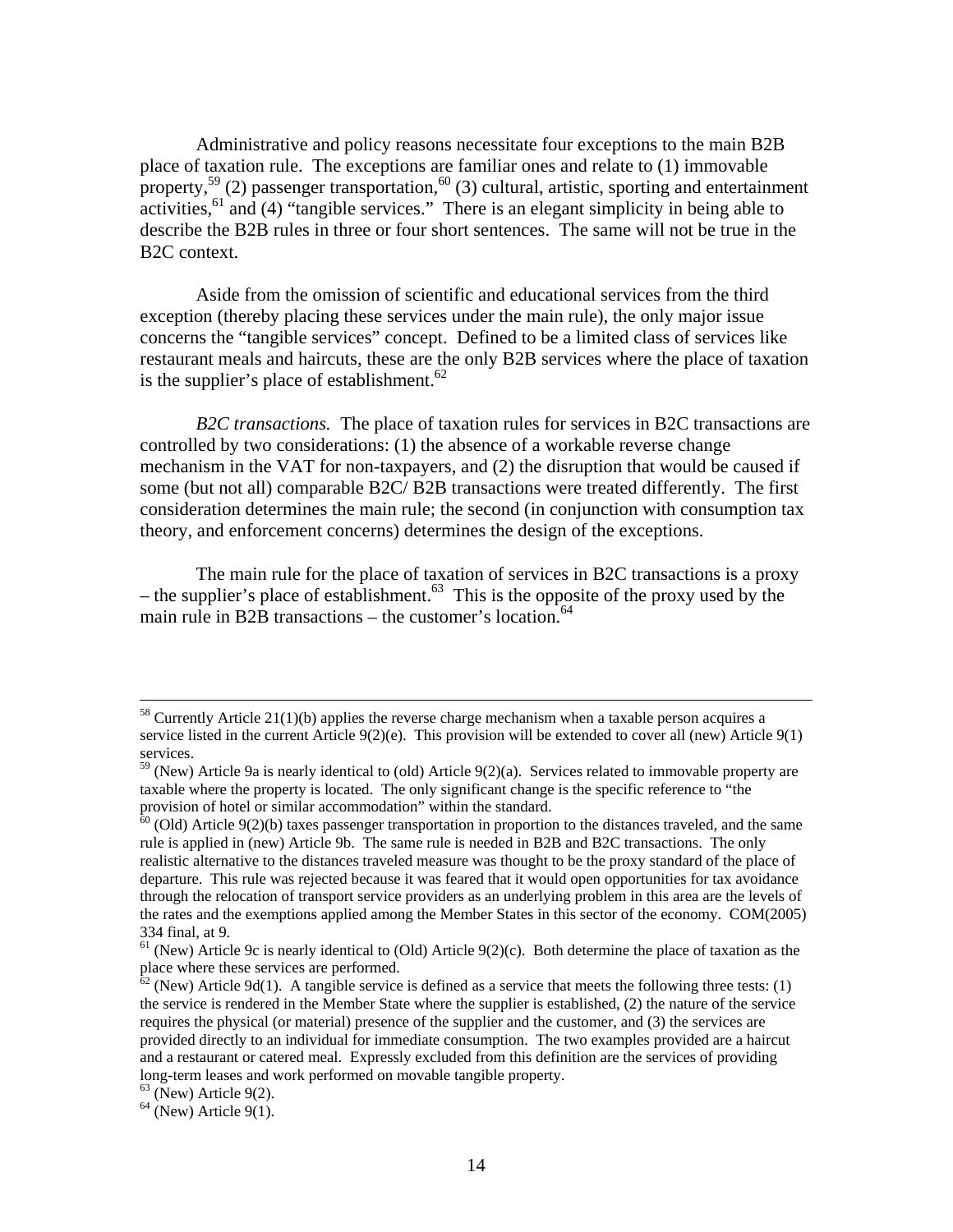Administrative and policy reasons necessitate four exceptions to the main B2B place of taxation rule. The exceptions are familiar ones and relate to (1) immovable property,[59] (2) passenger transportation,[60] (3) cultural, artistic, sporting and entertainment activities,[61] and (4) "tangible services." There is an elegant simplicity in being able to describe the B2B rules in three or four short sentences. The same will not be true in the B2C context.

Aside from the omission of scientific and educational services from the third exception (thereby placing these services under the main rule), the only major issue concerns the "tangible services" concept. Defined to be a limited class of services like restaurant meals and haircuts, these are the only B2B services where the place of taxation is the supplier's place of establishment.[62]

*B2C transactions.* The place of taxation rules for services in B2C transactions are controlled by two considerations: (1) the absence of a workable reverse change mechanism in the VAT for non-taxpayers, and (2) the disruption that would be caused if some (but not all) comparable B2C/ B2B transactions were treated differently. The first consideration determines the main rule; the second (in conjunction with consumption tax theory, and enforcement concerns) determines the design of the exceptions.

The main rule for the place of taxation of services in B2C transactions is a proxy – the supplier's place of establishment.[63] This is the opposite of the proxy used by the main rule in B2B transactions – the customer's location.[64]

---

[58] Currently Article 21(1)(b) applies the reverse charge mechanism when a taxable person acquires a service listed in the current Article 9(2)(e). This provision will be extended to cover all (new) Article 9(1) services.

[59] (New) Article 9a is nearly identical to (old) Article 9(2)(a). Services related to immovable property are taxable where the property is located. The only significant change is the specific reference to "the provision of hotel or similar accommodation" within the standard.

[60] (Old) Article 9(2)(b) taxes passenger transportation in proportion to the distances traveled, and the same rule is applied in (new) Article 9b. The same rule is needed in B2B and B2C transactions. The only realistic alternative to the distances traveled measure was thought to be the proxy standard of the place of departure. This rule was rejected because it was feared that it would open opportunities for tax avoidance through the relocation of transport service providers as an underlying problem in this area are the levels of the rates and the exemptions applied among the Member States in this sector of the economy. COM(2005) 334 final, at 9.

[61] (New) Article 9c is nearly identical to (Old) Article 9(2)(c). Both determine the place of taxation as the place where these services are performed.

[62] (New) Article 9d(1). A tangible service is defined as a service that meets the following three tests: (1) the service is rendered in the Member State where the supplier is established, (2) the nature of the service requires the physical (or material) presence of the supplier and the customer, and (3) the services are provided directly to an individual for immediate consumption. The two examples provided are a haircut and a restaurant or catered meal. Expressly excluded from this definition are the services of providing long-term leases and work performed on movable tangible property.

[63] (New) Article 9(2).

[64] (New) Article 9(1).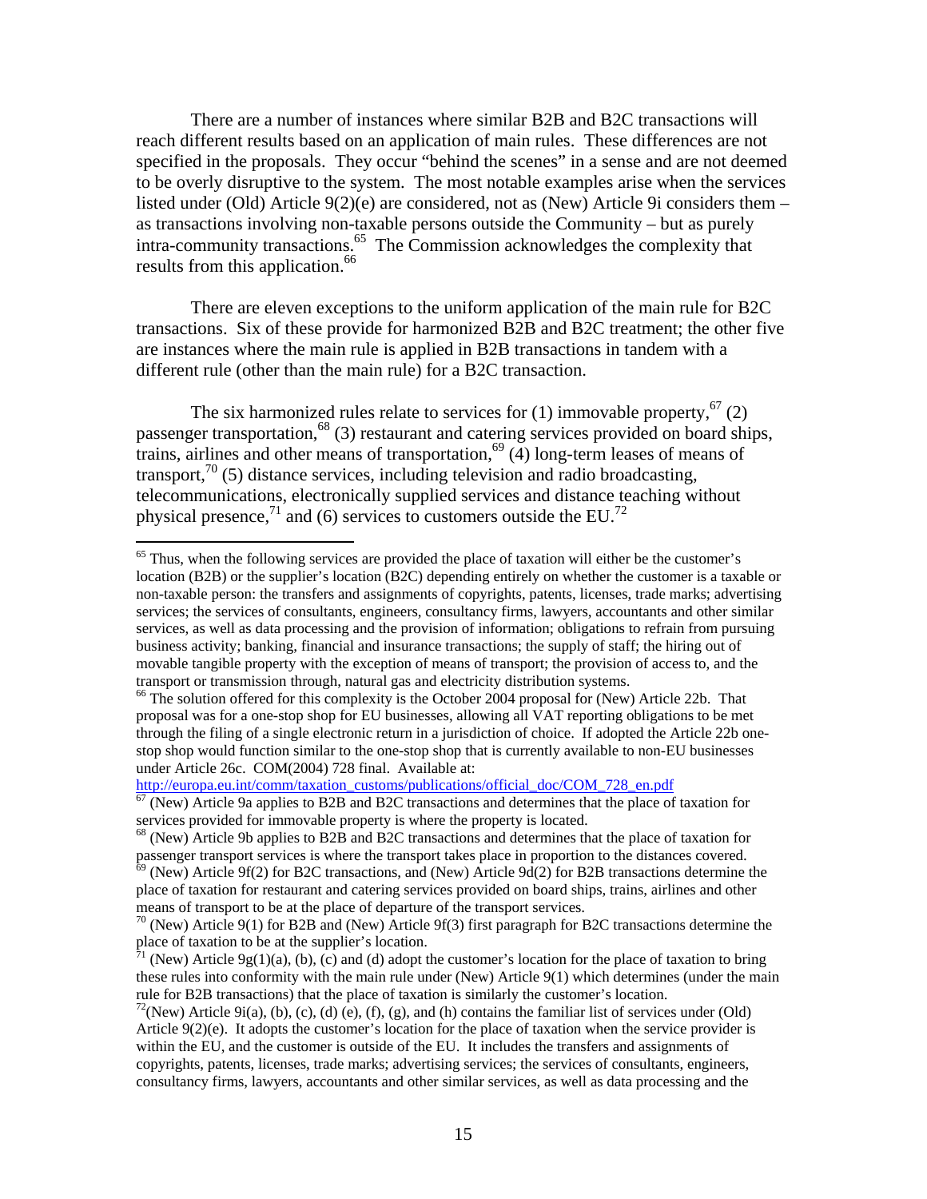There are a number of instances where similar B2B and B2C transactions will reach different results based on an application of main rules. These differences are not specified in the proposals. They occur "behind the scenes" in a sense and are not deemed to be overly disruptive to the system. The most notable examples arise when the services listed under (Old) Article 9(2)(e) are considered, not as (New) Article 9i considers them – as transactions involving non-taxable persons outside the Community – but as purely intra-community transactions.[65] The Commission acknowledges the complexity that results from this application.[66]

There are eleven exceptions to the uniform application of the main rule for B2C transactions. Six of these provide for harmonized B2B and B2C treatment; the other five are instances where the main rule is applied in B2B transactions in tandem with a different rule (other than the main rule) for a B2C transaction.

The six harmonized rules relate to services for (1) immovable property,[67] (2) passenger transportation,[68] (3) restaurant and catering services provided on board ships, trains, airlines and other means of transportation,[69] (4) long-term leases of means of transport,[70] (5) distance services, including television and radio broadcasting, telecommunications, electronically supplied services and distance teaching without physical presence,[71] and (6) services to customers outside the EU.[72]

---

[65] Thus, when the following services are provided the place of taxation will either be the customer's location (B2B) or the supplier's location (B2C) depending entirely on whether the customer is a taxable or non-taxable person: the transfers and assignments of copyrights, patents, licenses, trade marks; advertising services; the services of consultants, engineers, consultancy firms, lawyers, accountants and other similar services, as well as data processing and the provision of information; obligations to refrain from pursuing business activity; banking, financial and insurance transactions; the supply of staff; the hiring out of movable tangible property with the exception of means of transport; the provision of access to, and the transport or transmission through, natural gas and electricity distribution systems.

[66] The solution offered for this complexity is the October 2004 proposal for (New) Article 22b. That proposal was for a one-stop shop for EU businesses, allowing all VAT reporting obligations to be met through the filing of a single electronic return in a jurisdiction of choice. If adopted the Article 22b one-stop shop would function similar to the one-stop shop that is currently available to non-EU businesses under Article 26c. COM(2004) 728 final. Available at: http://europa.eu.int/comm/taxation_customs/publications/official_doc/COM_728_en.pdf

[67] (New) Article 9a applies to B2B and B2C transactions and determines that the place of taxation for services provided for immovable property is where the property is located.

[68] (New) Article 9b applies to B2B and B2C transactions and determines that the place of taxation for passenger transport services is where the transport takes place in proportion to the distances covered.

[69] (New) Article 9f(2) for B2C transactions, and (New) Article 9d(2) for B2B transactions determine the place of taxation for restaurant and catering services provided on board ships, trains, airlines and other means of transport to be at the place of departure of the transport services.

[70] (New) Article 9(1) for B2B and (New) Article 9f(3) first paragraph for B2C transactions determine the place of taxation to be at the supplier's location.

[71] (New) Article 9g(1)(a), (b), (c) and (d) adopt the customer's location for the place of taxation to bring these rules into conformity with the main rule under (New) Article 9(1) which determines (under the main rule for B2B transactions) that the place of taxation is similarly the customer's location.

[72] (New) Article 9i(a), (b), (c), (d) (e), (f), (g), and (h) contains the familiar list of services under (Old) Article 9(2)(e). It adopts the customer's location for the place of taxation when the service provider is within the EU, and the customer is outside of the EU. It includes the transfers and assignments of copyrights, patents, licenses, trade marks; advertising services; the services of consultants, engineers, consultancy firms, lawyers, accountants and other similar services, as well as data processing and the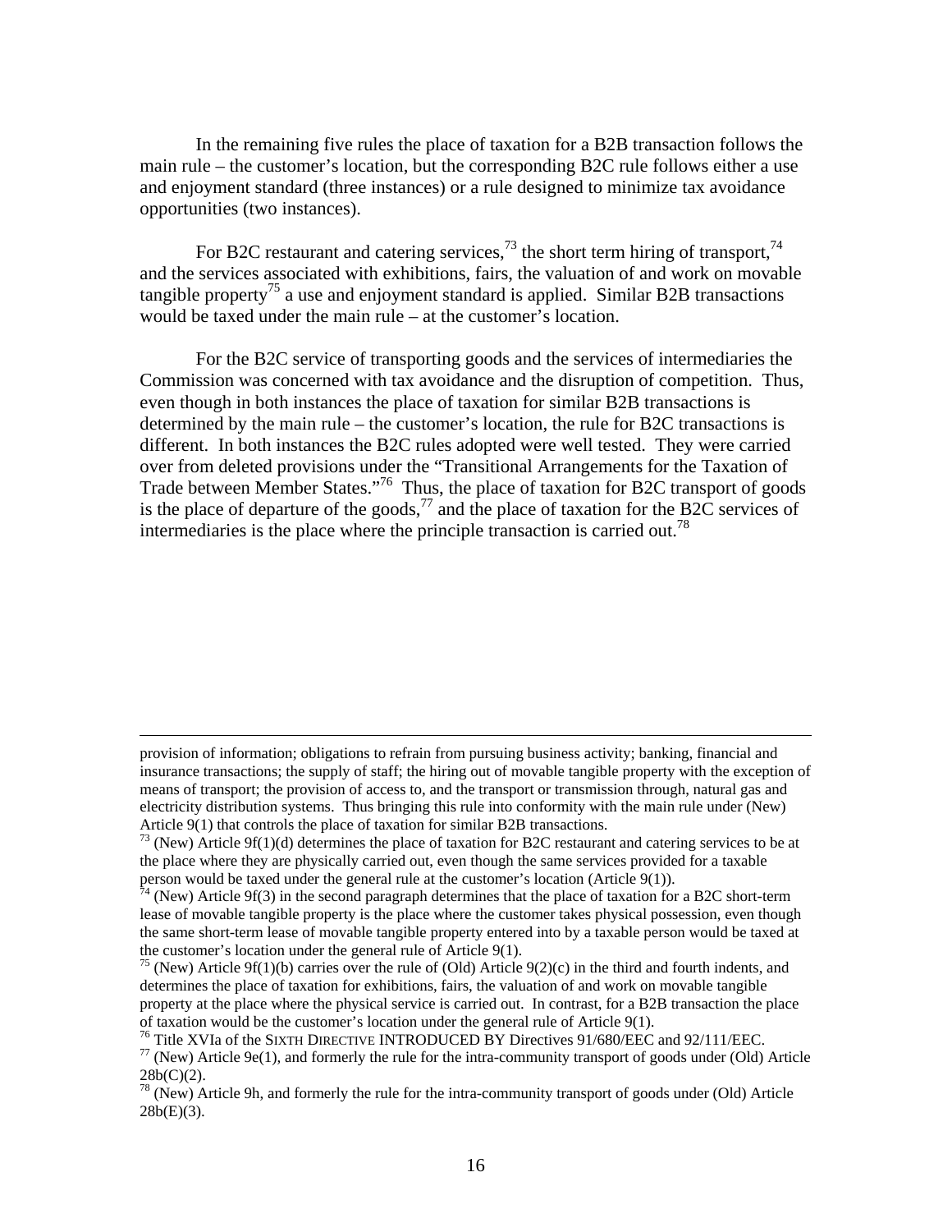In the remaining five rules the place of taxation for a B2B transaction follows the main rule – the customer's location, but the corresponding B2C rule follows either a use and enjoyment standard (three instances) or a rule designed to minimize tax avoidance opportunities (two instances).

For B2C restaurant and catering services,[73] the short term hiring of transport,[74] and the services associated with exhibitions, fairs, the valuation of and work on movable tangible property[75] a use and enjoyment standard is applied. Similar B2B transactions would be taxed under the main rule – at the customer's location.

For the B2C service of transporting goods and the services of intermediaries the Commission was concerned with tax avoidance and the disruption of competition. Thus, even though in both instances the place of taxation for similar B2B transactions is determined by the main rule – the customer's location, the rule for B2C transactions is different. In both instances the B2C rules adopted were well tested. They were carried over from deleted provisions under the "Transitional Arrangements for the Taxation of Trade between Member States."[76] Thus, the place of taxation for B2C transport of goods is the place of departure of the goods,[77] and the place of taxation for the B2C services of intermediaries is the place where the principle transaction is carried out.[78]

---

provision of information; obligations to refrain from pursuing business activity; banking, financial and insurance transactions; the supply of staff; the hiring out of movable tangible property with the exception of means of transport; the provision of access to, and the transport or transmission through, natural gas and electricity distribution systems. Thus bringing this rule into conformity with the main rule under (New) Article 9(1) that controls the place of taxation for similar B2B transactions.

[73] (New) Article 9f(1)(d) determines the place of taxation for B2C restaurant and catering services to be at the place where they are physically carried out, even though the same services provided for a taxable person would be taxed under the general rule at the customer's location (Article 9(1)).

[74] (New) Article 9f(3) in the second paragraph determines that the place of taxation for a B2C short-term lease of movable tangible property is the place where the customer takes physical possession, even though the same short-term lease of movable tangible property entered into by a taxable person would be taxed at the customer's location under the general rule of Article 9(1).

[75] (New) Article 9f(1)(b) carries over the rule of (Old) Article 9(2)(c) in the third and fourth indents, and determines the place of taxation for exhibitions, fairs, the valuation of and work on movable tangible property at the place where the physical service is carried out. In contrast, for a B2B transaction the place of taxation would be the customer's location under the general rule of Article 9(1).

[76] Title XVIa of the SIXTH DIRECTIVE INTRODUCED BY Directives 91/680/EEC and 92/111/EEC.

[77] (New) Article 9e(1), and formerly the rule for the intra-community transport of goods under (Old) Article 28b(C)(2).

[78] (New) Article 9h, and formerly the rule for the intra-community transport of goods under (Old) Article 28b(E)(3).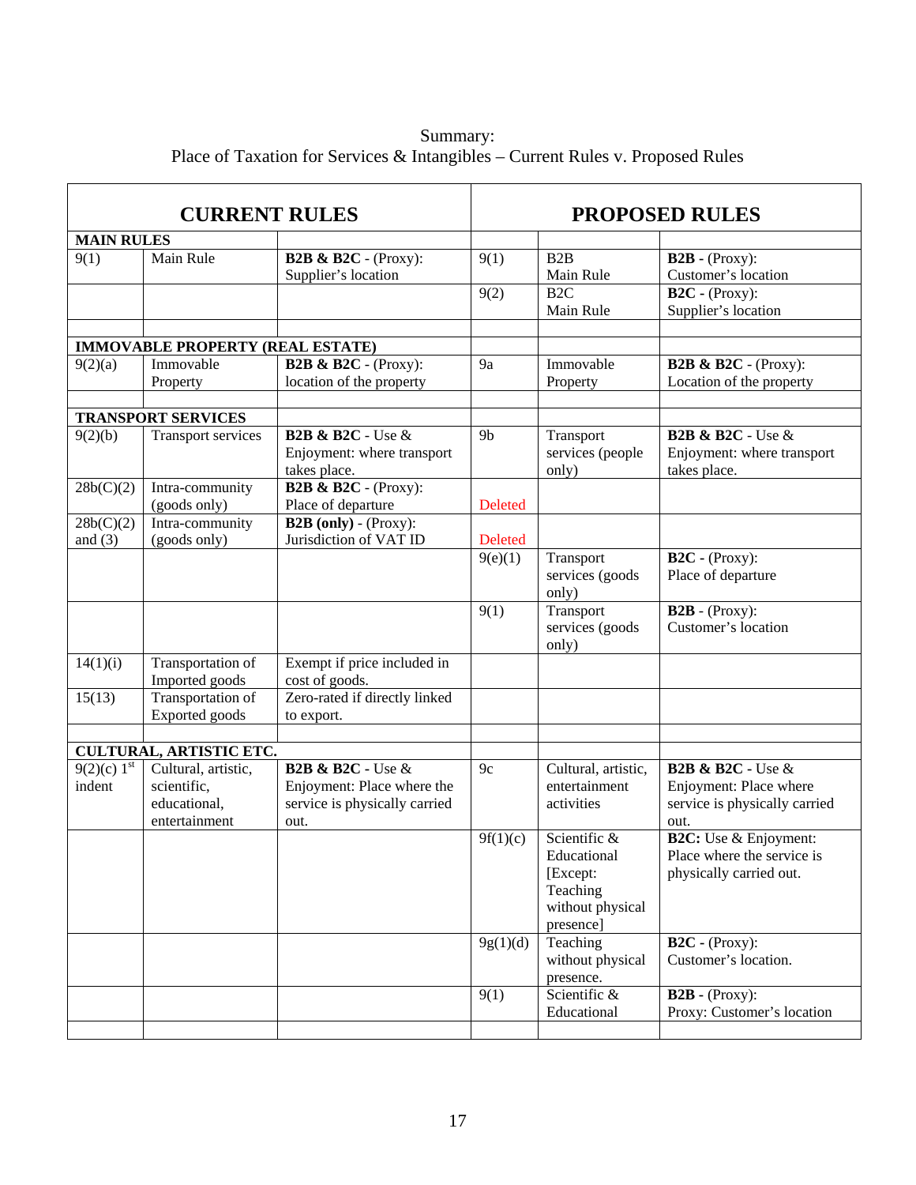Summary:
Place of Taxation for Services & Intangibles – Current Rules v. Proposed Rules

| **CURRENT RULES** | | | **PROPOSED RULES** | | |
|---|---|---|---|---|---|
| **MAIN RULES** | | | | | |
| 9(1) | Main Rule | **B2B & B2C** - (Proxy): Supplier's location | 9(1) | B2B Main Rule | **B2B** - (Proxy): Customer's location |
| | | | 9(2) | B2C Main Rule | **B2C** - (Proxy): Supplier's location |
| | | | | | |
| **IMMOVABLE PROPERTY (REAL ESTATE)** | | | | | |
| 9(2)(a) | Immovable Property | **B2B & B2C** - (Proxy): location of the property | 9a | Immovable Property | **B2B & B2C** - (Proxy): Location of the property |
| | | | | | |
| **TRANSPORT SERVICES** | | | | | |
| 9(2)(b) | Transport services | **B2B & B2C** - Use & Enjoyment: where transport takes place. | 9b | Transport services (people only) | **B2B & B2C** - Use & Enjoyment: where transport takes place. |
| 28b(C)(2) | Intra-community (goods only) | **B2B & B2C** - (Proxy): Place of departure | Deleted | | |
| 28b(C)(2) and (3) | Intra-community (goods only) | **B2B (only)** - (Proxy): Jurisdiction of VAT ID | Deleted | | |
| | | | 9(e)(1) | Transport services (goods only) | **B2C** - (Proxy): Place of departure |
| | | | 9(1) | Transport services (goods only) | **B2B** - (Proxy): Customer's location |
| 14(1)(i) | Transportation of Imported goods | Exempt if price included in cost of goods. | | | |
| 15(13) | Transportation of Exported goods | Zero-rated if directly linked to export. | | | |
| | | | | | |
| **CULTURAL, ARTISTIC ETC.** | | | | | |
| 9(2)(c) 1st indent | Cultural, artistic, scientific, educational, entertainment | **B2B & B2C** - Use & Enjoyment: Place where the service is physically carried out. | 9c | Cultural, artistic, entertainment activities | **B2B & B2C** - Use & Enjoyment: Place where service is physically carried out. |
| | | | 9f(1)(c) | Scientific & Educational [Except: Teaching without physical presence] | **B2C:** Use & Enjoyment: Place where the service is physically carried out. |
| | | | 9g(1)(d) | Teaching without physical presence. | **B2C** - (Proxy): Customer's location. |
| | | | 9(1) | Scientific & Educational | **B2B** - (Proxy): Proxy: Customer's location |
| | | | | | |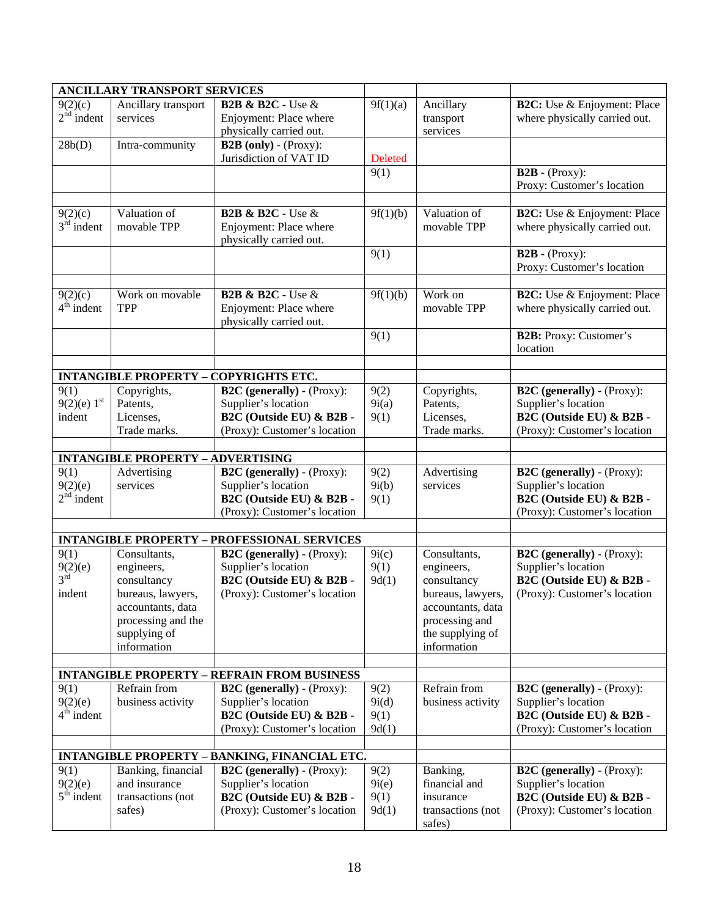| ANCILLARY TRANSPORT SERVICES | | | | | |
|---|---|---|---|---|---|
| 9(2)(c) 2nd indent | Ancillary transport services | **B2B & B2C** - Use & Enjoyment: Place where physically carried out. | 9f(1)(a) | Ancillary transport services | **B2C:** Use & Enjoyment: Place where physically carried out. |
| 28b(D) | Intra-community | **B2B (only)** - (Proxy): Jurisdiction of VAT ID | Deleted | | |
| | | | 9(1) | | **B2B** - (Proxy): Proxy: Customer's location |
| | | | | | |
| 9(2)(c) 3rd indent | Valuation of movable TPP | **B2B & B2C** - Use & Enjoyment: Place where physically carried out. | 9f(1)(b) | Valuation of movable TPP | **B2C:** Use & Enjoyment: Place where physically carried out. |
| | | | 9(1) | | **B2B** - (Proxy): Proxy: Customer's location |
| | | | | | |
| 9(2)(c) 4th indent | Work on movable TPP | **B2B & B2C** - Use & Enjoyment: Place where physically carried out. | 9f(1)(b) | Work on movable TPP | **B2C:** Use & Enjoyment: Place where physically carried out. |
| | | | 9(1) | | **B2B:** Proxy: Customer's location |
| | | | | | |
| **INTANGIBLE PROPERTY – COPYRIGHTS ETC.** | | | | | |
| 9(1) 9(2)(e) 1st indent | Copyrights, Patents, Licenses, Trade marks. | **B2C (generally)** - (Proxy): Supplier's location **B2C (Outside EU) & B2B** - (Proxy): Customer's location | 9(2) 9i(a) 9(1) | Copyrights, Patents, Licenses, Trade marks. | **B2C (generally)** - (Proxy): Supplier's location **B2C (Outside EU) & B2B** - (Proxy): Customer's location |
| | | | | | |
| **INTANGIBLE PROPERTY – ADVERTISING** | | | | | |
| 9(1) 9(2)(e) 2nd indent | Advertising services | **B2C (generally)** - (Proxy): Supplier's location **B2C (Outside EU) & B2B** - (Proxy): Customer's location | 9(2) 9i(b) 9(1) | Advertising services | **B2C (generally)** - (Proxy): Supplier's location **B2C (Outside EU) & B2B** - (Proxy): Customer's location |
| | | | | | |
| **INTANGIBLE PROPERTY – PROFESSIONAL SERVICES** | | | | | |
| 9(1) 9(2)(e) 3rd indent | Consultants, engineers, consultancy bureaus, lawyers, accountants, data processing and the supplying of information | **B2C (generally)** - (Proxy): Supplier's location **B2C (Outside EU) & B2B** - (Proxy): Customer's location | 9i(c) 9(1) 9d(1) | Consultants, engineers, consultancy bureaus, lawyers, accountants, data processing and the supplying of information | **B2C (generally)** - (Proxy): Supplier's location **B2C (Outside EU) & B2B** - (Proxy): Customer's location |
| | | | | | |
| **INTANGIBLE PROPERTY – REFRAIN FROM BUSINESS** | | | | | |
| 9(1) 9(2)(e) 4th indent | Refrain from business activity | **B2C (generally)** - (Proxy): Supplier's location **B2C (Outside EU) & B2B** - (Proxy): Customer's location | 9(2) 9i(d) 9(1) 9d(1) | Refrain from business activity | **B2C (generally)** - (Proxy): Supplier's location **B2C (Outside EU) & B2B** - (Proxy): Customer's location |
| | | | | | |
| **INTANGIBLE PROPERTY – BANKING, FINANCIAL ETC.** | | | | | |
| 9(1) 9(2)(e) 5th indent | Banking, financial and insurance transactions (not safes) | **B2C (generally)** - (Proxy): Supplier's location **B2C (Outside EU) & B2B** - (Proxy): Customer's location | 9(2) 9i(e) 9(1) 9d(1) | Banking, financial and insurance transactions (not safes) | **B2C (generally)** - (Proxy): Supplier's location **B2C (Outside EU) & B2B** - (Proxy): Customer's location |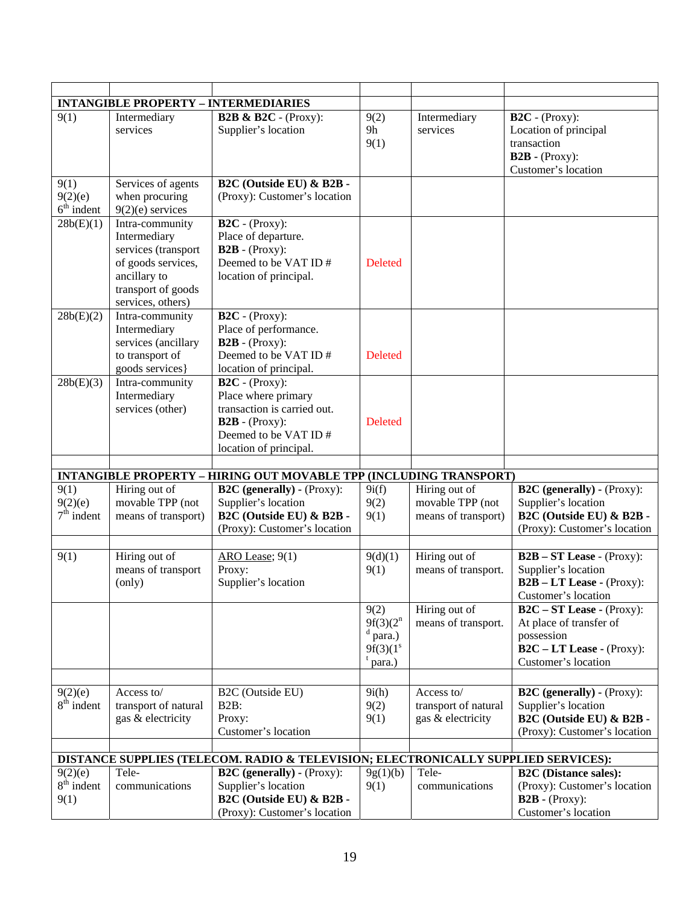| | | | | | |
|---|---|---|---|---|---|
| **INTANGIBLE PROPERTY – INTERMEDIARIES** | | | | | |
| 9(1) | Intermediary services | **B2B & B2C** - (Proxy): Supplier's location | 9(2)<br>9h<br>9(1) | Intermediary services | **B2C** - (Proxy): Location of principal transaction<br>**B2B** - (Proxy): Customer's location |
| 9(1)<br>9(2)(e)<br>6th indent | Services of agents when procuring 9(2)(e) services | **B2C (Outside EU) & B2B** - (Proxy): Customer's location | | | |
| 28b(E)(1) | Intra-community Intermediary services (transport of goods services, ancillary to transport of goods services, others) | **B2C** - (Proxy): Place of departure.<br>**B2B** - (Proxy): Deemed to be VAT ID # location of principal. | Deleted | | |
| 28b(E)(2) | Intra-community Intermediary services (ancillary to transport of goods services} | **B2C** - (Proxy): Place of performance.<br>**B2B** - (Proxy): Deemed to be VAT ID # location of principal. | Deleted | | |
| 28b(E)(3) | Intra-community Intermediary services (other) | **B2C** - (Proxy): Place where primary transaction is carried out.<br>**B2B** - (Proxy): Deemed to be VAT ID # location of principal. | Deleted | | |
| | | | | | |
| **INTANGIBLE PROPERTY – HIRING OUT MOVABLE TPP (INCLUDING TRANSPORT)** | | | | | |
| 9(1)<br>9(2)(e)<br>7th indent | Hiring out of movable TPP (not means of transport) | **B2C (generally)** - (Proxy): Supplier's location<br>**B2C (Outside EU) & B2B** - (Proxy): Customer's location | 9i(f)<br>9(2)<br>9(1) | Hiring out of movable TPP (not means of transport) | **B2C (generally)** - (Proxy): Supplier's location<br>**B2C (Outside EU) & B2B** - (Proxy): Customer's location |
| | | | | | |
| 9(1) | Hiring out of means of transport (only) | ARO Lease; 9(1)<br>Proxy:<br>Supplier's location | 9(d)(1)<br>9(1) | Hiring out of means of transport. | **B2B – ST Lease** - (Proxy): Supplier's location<br>**B2B – LT Lease** - (Proxy): Customer's location |
| | | | 9(2)<br>9f(3)(2nd para.)<br>9f(3)(1st para.) | Hiring out of means of transport. | **B2C – ST Lease** - (Proxy): At place of transfer of possession<br>**B2C – LT Lease** - (Proxy): Customer's location |
| | | | | | |
| 9(2)(e)<br>8th indent | Access to/ transport of natural gas & electricity | B2C (Outside EU)<br>B2B:<br>Proxy:<br>Customer's location | 9i(h)<br>9(2)<br>9(1) | Access to/ transport of natural gas & electricity | **B2C (generally)** - (Proxy): Supplier's location<br>**B2C (Outside EU) & B2B** - (Proxy): Customer's location |
| | | | | | |
| **DISTANCE SUPPLIES (TELECOM. RADIO & TELEVISION; ELECTRONICALLY SUPPLIED SERVICES):** | | | | | |
| 9(2)(e)<br>8th indent<br>9(1) | Tele-communications | **B2C (generally)** - (Proxy): Supplier's location<br>**B2C (Outside EU) & B2B** - (Proxy): Customer's location | 9g(1)(b)<br>9(1) | Tele-communications | **B2C (Distance sales):** (Proxy): Customer's location<br>**B2B** - (Proxy): Customer's location |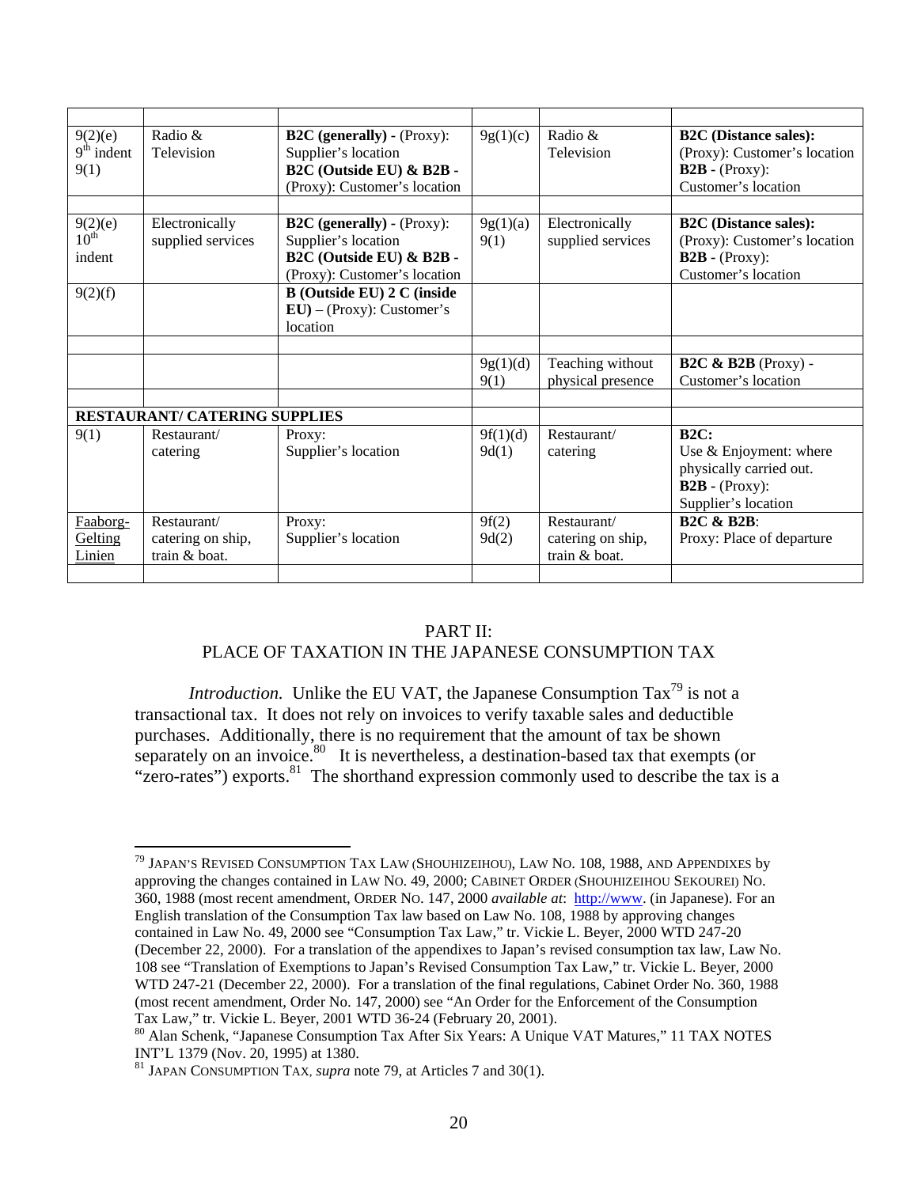| | | | | | |
|---|---|---|---|---|---|
| 9(2)(e) 9th indent 9(1) | Radio & Television | **B2C (generally) -** (Proxy): Supplier's location **B2C (Outside EU) & B2B -** (Proxy): Customer's location | 9g(1)(c) | Radio & Television | **B2C (Distance sales):** (Proxy): Customer's location **B2B -** (Proxy): Customer's location |
| | | | | | |
| 9(2)(e) 10th indent | Electronically supplied services | **B2C (generally) -** (Proxy): Supplier's location **B2C (Outside EU) & B2B -** (Proxy): Customer's location | 9g(1)(a) 9(1) | Electronically supplied services | **B2C (Distance sales):** (Proxy): Customer's location **B2B -** (Proxy): Customer's location |
| 9(2)(f) | | **B (Outside EU) 2 C (inside EU)** – (Proxy): Customer's location | | | |
| | | | | | |
| | | | 9g(1)(d) 9(1) | Teaching without physical presence | **B2C & B2B** (Proxy) - Customer's location |
| | | | | | |
| **RESTAURANT/ CATERING SUPPLIES** | | | | | |
| 9(1) | Restaurant/ catering | Proxy: Supplier's location | 9f(1)(d) 9d(1) | Restaurant/ catering | **B2C:** Use & Enjoyment: where physically carried out. **B2B -** (Proxy): Supplier's location |
| Faaborg-Gelting Linien | Restaurant/ catering on ship, train & boat. | Proxy: Supplier's location | 9f(2) 9d(2) | Restaurant/ catering on ship, train & boat. | **B2C & B2B**: Proxy: Place of departure |
| | | | | | |

## PART II:
## PLACE OF TAXATION IN THE JAPANESE CONSUMPTION TAX

*Introduction.* Unlike the EU VAT, the Japanese Consumption Tax[79] is not a transactional tax. It does not rely on invoices to verify taxable sales and deductible purchases. Additionally, there is no requirement that the amount of tax be shown separately on an invoice.[80] It is nevertheless, a destination-based tax that exempts (or "zero-rates") exports.[81] The shorthand expression commonly used to describe the tax is a

---

[79] JAPAN'S REVISED CONSUMPTION TAX LAW (SHOUHIZEIHOU), LAW NO. 108, 1988, AND APPENDIXES by approving the changes contained in LAW NO. 49, 2000; CABINET ORDER (SHOUHIZEIHOU SEKOUREI) NO. 360, 1988 (most recent amendment, ORDER NO. 147, 2000 *available at*: http://www. (in Japanese). For an English translation of the Consumption Tax law based on Law No. 108, 1988 by approving changes contained in Law No. 49, 2000 see "Consumption Tax Law," tr. Vickie L. Beyer, 2000 WTD 247-20 (December 22, 2000). For a translation of the appendixes to Japan's revised consumption tax law, Law No. 108 see "Translation of Exemptions to Japan's Revised Consumption Tax Law," tr. Vickie L. Beyer, 2000 WTD 247-21 (December 22, 2000). For a translation of the final regulations, Cabinet Order No. 360, 1988 (most recent amendment, Order No. 147, 2000) see "An Order for the Enforcement of the Consumption Tax Law," tr. Vickie L. Beyer, 2001 WTD 36-24 (February 20, 2001).

[80] Alan Schenk, "Japanese Consumption Tax After Six Years: A Unique VAT Matures," 11 TAX NOTES INT'L 1379 (Nov. 20, 1995) at 1380.

[81] JAPAN CONSUMPTION TAX, *supra* note 79, at Articles 7 and 30(1).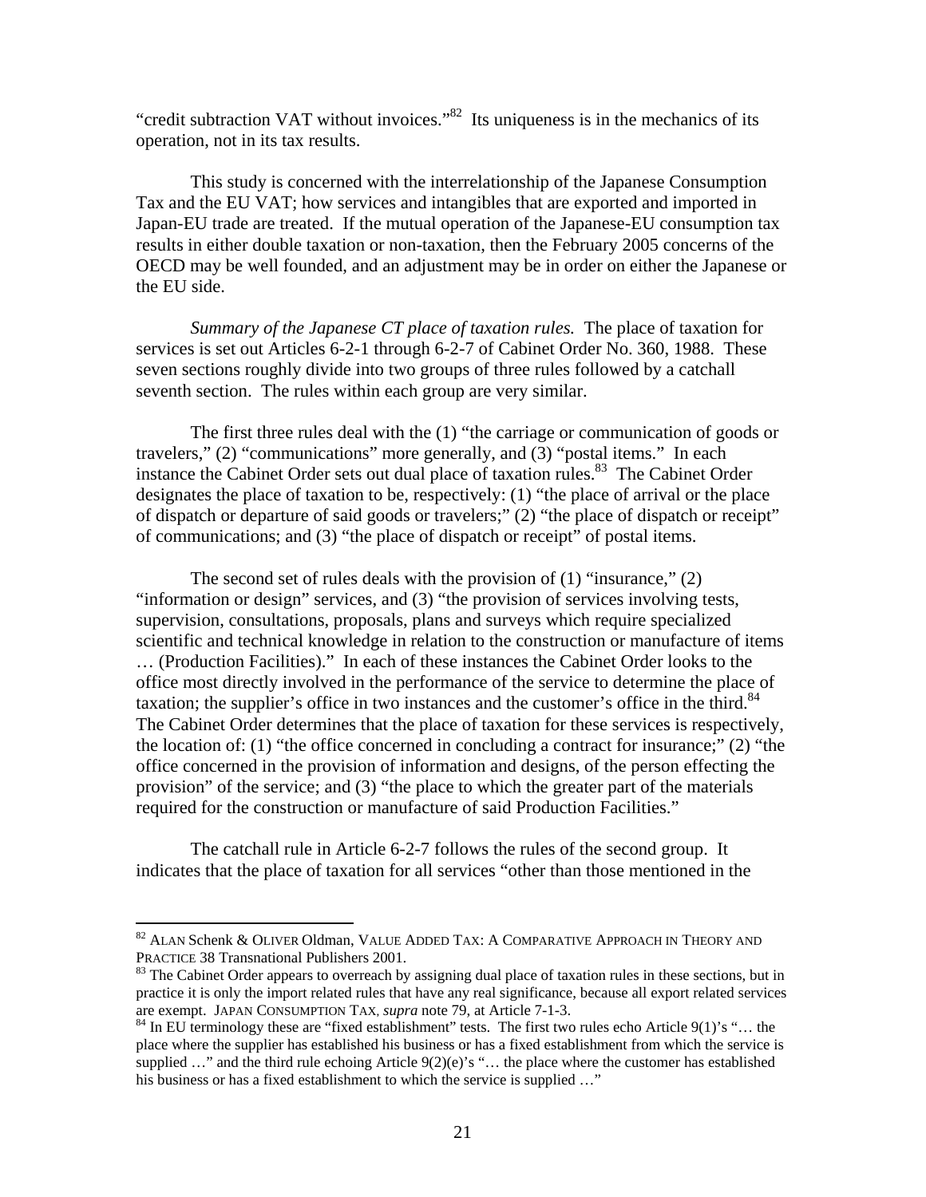"credit subtraction VAT without invoices."[82] Its uniqueness is in the mechanics of its operation, not in its tax results.

This study is concerned with the interrelationship of the Japanese Consumption Tax and the EU VAT; how services and intangibles that are exported and imported in Japan-EU trade are treated. If the mutual operation of the Japanese-EU consumption tax results in either double taxation or non-taxation, then the February 2005 concerns of the OECD may be well founded, and an adjustment may be in order on either the Japanese or the EU side.

*Summary of the Japanese CT place of taxation rules.* The place of taxation for services is set out Articles 6-2-1 through 6-2-7 of Cabinet Order No. 360, 1988. These seven sections roughly divide into two groups of three rules followed by a catchall seventh section. The rules within each group are very similar.

The first three rules deal with the (1) "the carriage or communication of goods or travelers," (2) "communications" more generally, and (3) "postal items." In each instance the Cabinet Order sets out dual place of taxation rules.[83] The Cabinet Order designates the place of taxation to be, respectively: (1) "the place of arrival or the place of dispatch or departure of said goods or travelers;" (2) "the place of dispatch or receipt" of communications; and (3) "the place of dispatch or receipt" of postal items.

The second set of rules deals with the provision of (1) "insurance," (2) "information or design" services, and (3) "the provision of services involving tests, supervision, consultations, proposals, plans and surveys which require specialized scientific and technical knowledge in relation to the construction or manufacture of items … (Production Facilities)." In each of these instances the Cabinet Order looks to the office most directly involved in the performance of the service to determine the place of taxation; the supplier's office in two instances and the customer's office in the third.[84] The Cabinet Order determines that the place of taxation for these services is respectively, the location of: (1) "the office concerned in concluding a contract for insurance;" (2) "the office concerned in the provision of information and designs, of the person effecting the provision" of the service; and (3) "the place to which the greater part of the materials required for the construction or manufacture of said Production Facilities."

The catchall rule in Article 6-2-7 follows the rules of the second group. It indicates that the place of taxation for all services "other than those mentioned in the

---

[82] ALAN Schenk & OLIVER Oldman, VALUE ADDED TAX: A COMPARATIVE APPROACH IN THEORY AND PRACTICE 38 Transnational Publishers 2001.

[83] The Cabinet Order appears to overreach by assigning dual place of taxation rules in these sections, but in practice it is only the import related rules that have any real significance, because all export related services are exempt. JAPAN CONSUMPTION TAX, *supra* note 79, at Article 7-1-3.

[84] In EU terminology these are "fixed establishment" tests. The first two rules echo Article 9(1)'s "… the place where the supplier has established his business or has a fixed establishment from which the service is supplied …" and the third rule echoing Article 9(2)(e)'s "… the place where the customer has established his business or has a fixed establishment to which the service is supplied …"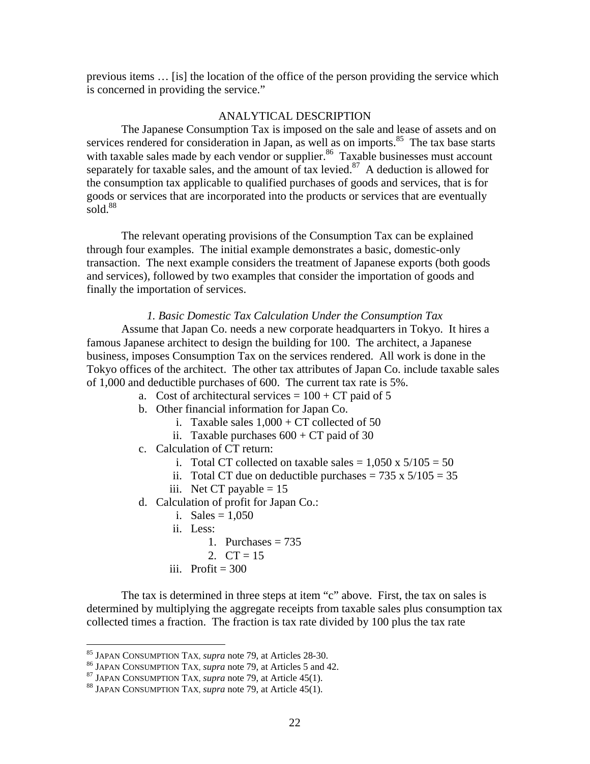previous items … [is] the location of the office of the person providing the service which is concerned in providing the service."

## ANALYTICAL DESCRIPTION

The Japanese Consumption Tax is imposed on the sale and lease of assets and on services rendered for consideration in Japan, as well as on imports.[85] The tax base starts with taxable sales made by each vendor or supplier.[86] Taxable businesses must account separately for taxable sales, and the amount of tax levied.[87] A deduction is allowed for the consumption tax applicable to qualified purchases of goods and services, that is for goods or services that are incorporated into the products or services that are eventually sold.[88]

The relevant operating provisions of the Consumption Tax can be explained through four examples. The initial example demonstrates a basic, domestic-only transaction. The next example considers the treatment of Japanese exports (both goods and services), followed by two examples that consider the importation of goods and finally the importation of services.

### *1. Basic Domestic Tax Calculation Under the Consumption Tax*

Assume that Japan Co. needs a new corporate headquarters in Tokyo. It hires a famous Japanese architect to design the building for 100. The architect, a Japanese business, imposes Consumption Tax on the services rendered. All work is done in the Tokyo offices of the architect. The other tax attributes of Japan Co. include taxable sales of 1,000 and deductible purchases of 600. The current tax rate is 5%.

a. Cost of architectural services = 100 + CT paid of 5
b. Other financial information for Japan Co.
   i. Taxable sales 1,000 + CT collected of 50
   ii. Taxable purchases 600 + CT paid of 30
c. Calculation of CT return:
   i. Total CT collected on taxable sales = 1,050 x 5/105 = 50
   ii. Total CT due on deductible purchases = 735 x 5/105 = 35
   iii. Net CT payable = 15
d. Calculation of profit for Japan Co.:
   i. Sales = 1,050
   ii. Less:
      1. Purchases = 735
      2. CT = 15
   iii. Profit = 300

The tax is determined in three steps at item "c" above. First, the tax on sales is determined by multiplying the aggregate receipts from taxable sales plus consumption tax collected times a fraction. The fraction is tax rate divided by 100 plus the tax rate

---

[85] JAPAN CONSUMPTION TAX, *supra* note 79, at Articles 28-30.
[86] JAPAN CONSUMPTION TAX, *supra* note 79, at Articles 5 and 42.
[87] JAPAN CONSUMPTION TAX, *supra* note 79, at Article 45(1).
[88] JAPAN CONSUMPTION TAX, *supra* note 79, at Article 45(1).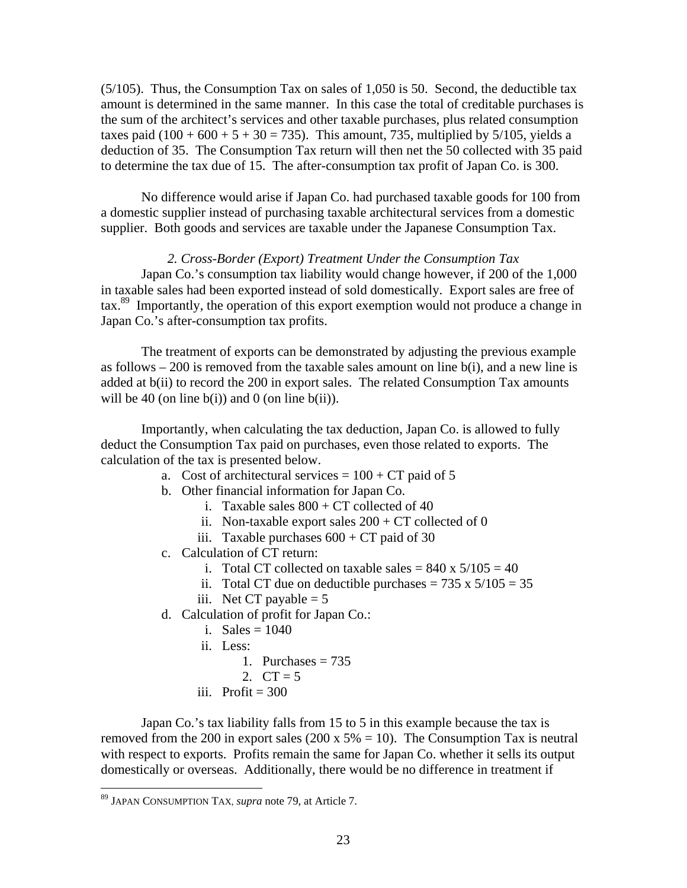(5/105). Thus, the Consumption Tax on sales of 1,050 is 50. Second, the deductible tax amount is determined in the same manner. In this case the total of creditable purchases is the sum of the architect's services and other taxable purchases, plus related consumption taxes paid (100 + 600 + 5 + 30 = 735). This amount, 735, multiplied by 5/105, yields a deduction of 35. The Consumption Tax return will then net the 50 collected with 35 paid to determine the tax due of 15. The after-consumption tax profit of Japan Co. is 300.

No difference would arise if Japan Co. had purchased taxable goods for 100 from a domestic supplier instead of purchasing taxable architectural services from a domestic supplier. Both goods and services are taxable under the Japanese Consumption Tax.

*2. Cross-Border (Export) Treatment Under the Consumption Tax*

Japan Co.'s consumption tax liability would change however, if 200 of the 1,000 in taxable sales had been exported instead of sold domestically. Export sales are free of tax.[89] Importantly, the operation of this export exemption would not produce a change in Japan Co.'s after-consumption tax profits.

The treatment of exports can be demonstrated by adjusting the previous example as follows – 200 is removed from the taxable sales amount on line b(i), and a new line is added at b(ii) to record the 200 in export sales. The related Consumption Tax amounts will be 40 (on line b(i)) and 0 (on line b(ii)).

Importantly, when calculating the tax deduction, Japan Co. is allowed to fully deduct the Consumption Tax paid on purchases, even those related to exports. The calculation of the tax is presented below.

a. Cost of architectural services = 100 + CT paid of 5
b. Other financial information for Japan Co.
    i. Taxable sales 800 + CT collected of 40
    ii. Non-taxable export sales 200 + CT collected of 0
    iii. Taxable purchases 600 + CT paid of 30
c. Calculation of CT return:
    i. Total CT collected on taxable sales = 840 x 5/105 = 40
    ii. Total CT due on deductible purchases = 735 x 5/105 = 35
    iii. Net CT payable = 5
d. Calculation of profit for Japan Co.:
    i. Sales = 1040
    ii. Less:
        1. Purchases = 735
        2. CT = 5
    iii. Profit = 300

Japan Co.'s tax liability falls from 15 to 5 in this example because the tax is removed from the 200 in export sales (200 x 5% = 10). The Consumption Tax is neutral with respect to exports. Profits remain the same for Japan Co. whether it sells its output domestically or overseas. Additionally, there would be no difference in treatment if

---

[89] JAPAN CONSUMPTION TAX, *supra* note 79, at Article 7.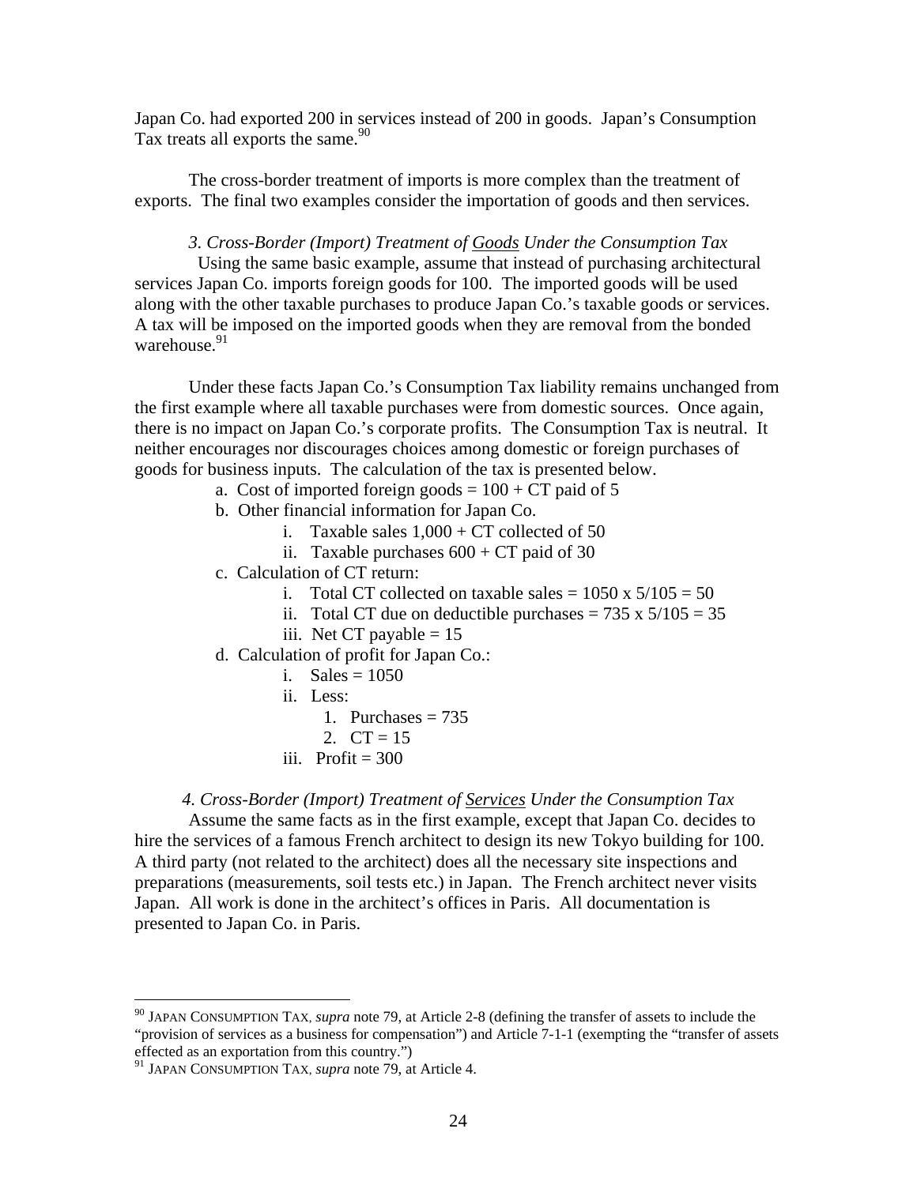Japan Co. had exported 200 in services instead of 200 in goods. Japan's Consumption Tax treats all exports the same.[90]

The cross-border treatment of imports is more complex than the treatment of exports. The final two examples consider the importation of goods and then services.

*3. Cross-Border (Import) Treatment of Goods Under the Consumption Tax*

Using the same basic example, assume that instead of purchasing architectural services Japan Co. imports foreign goods for 100. The imported goods will be used along with the other taxable purchases to produce Japan Co.'s taxable goods or services. A tax will be imposed on the imported goods when they are removal from the bonded warehouse.[91]

Under these facts Japan Co.'s Consumption Tax liability remains unchanged from the first example where all taxable purchases were from domestic sources. Once again, there is no impact on Japan Co.'s corporate profits. The Consumption Tax is neutral. It neither encourages nor discourages choices among domestic or foreign purchases of goods for business inputs. The calculation of the tax is presented below.

- a. Cost of imported foreign goods = 100 + CT paid of 5
- b. Other financial information for Japan Co.
  - i. Taxable sales 1,000 + CT collected of 50
  - ii. Taxable purchases 600 + CT paid of 30
- c. Calculation of CT return:
  - i. Total CT collected on taxable sales = 1050 x 5/105 = 50
  - ii. Total CT due on deductible purchases = 735 x 5/105 = 35
  - iii. Net CT payable = 15
- d. Calculation of profit for Japan Co.:
  - i. Sales = 1050
  - ii. Less:
    1. Purchases = 735
    2. CT = 15
  - iii. Profit = 300

*4. Cross-Border (Import) Treatment of Services Under the Consumption Tax*

Assume the same facts as in the first example, except that Japan Co. decides to hire the services of a famous French architect to design its new Tokyo building for 100. A third party (not related to the architect) does all the necessary site inspections and preparations (measurements, soil tests etc.) in Japan. The French architect never visits Japan. All work is done in the architect's offices in Paris. All documentation is presented to Japan Co. in Paris.

---

[90] JAPAN CONSUMPTION TAX, *supra* note 79, at Article 2-8 (defining the transfer of assets to include the "provision of services as a business for compensation") and Article 7-1-1 (exempting the "transfer of assets effected as an exportation from this country.")

[91] JAPAN CONSUMPTION TAX, *supra* note 79, at Article 4.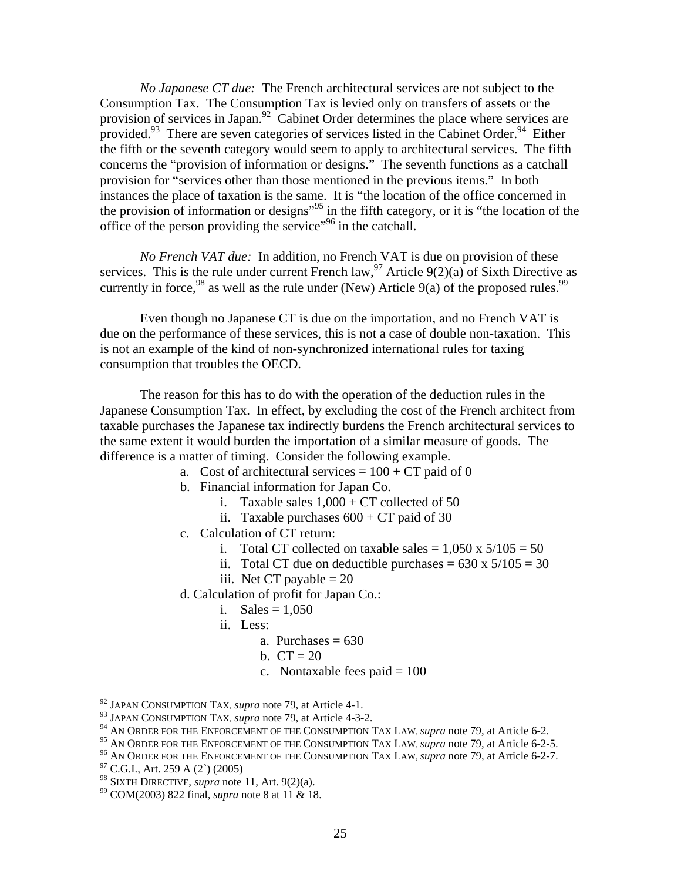*No Japanese CT due:* The French architectural services are not subject to the Consumption Tax. The Consumption Tax is levied only on transfers of assets or the provision of services in Japan.[92] Cabinet Order determines the place where services are provided.[93] There are seven categories of services listed in the Cabinet Order.[94] Either the fifth or the seventh category would seem to apply to architectural services. The fifth concerns the "provision of information or designs." The seventh functions as a catchall provision for "services other than those mentioned in the previous items." In both instances the place of taxation is the same. It is "the location of the office concerned in the provision of information or designs"[95] in the fifth category, or it is "the location of the office of the person providing the service"[96] in the catchall.

*No French VAT due:* In addition, no French VAT is due on provision of these services. This is the rule under current French law,[97] Article 9(2)(a) of Sixth Directive as currently in force,[98] as well as the rule under (New) Article 9(a) of the proposed rules.[99]

Even though no Japanese CT is due on the importation, and no French VAT is due on the performance of these services, this is not a case of double non-taxation. This is not an example of the kind of non-synchronized international rules for taxing consumption that troubles the OECD.

The reason for this has to do with the operation of the deduction rules in the Japanese Consumption Tax. In effect, by excluding the cost of the French architect from taxable purchases the Japanese tax indirectly burdens the French architectural services to the same extent it would burden the importation of a similar measure of goods. The difference is a matter of timing. Consider the following example.

a. Cost of architectural services = 100 + CT paid of 0
b. Financial information for Japan Co.
    i. Taxable sales 1,000 + CT collected of 50
    ii. Taxable purchases 600 + CT paid of 30
c. Calculation of CT return:
    i. Total CT collected on taxable sales = 1,050 x 5/105 = 50
    ii. Total CT due on deductible purchases = 630 x 5/105 = 30
    iii. Net CT payable = 20
d. Calculation of profit for Japan Co.:
    i. Sales = 1,050
    ii. Less:
        a. Purchases = 630
        b. CT = 20
        c. Nontaxable fees paid = 100

---

[92] JAPAN CONSUMPTION TAX, *supra* note 79, at Article 4-1.
[93] JAPAN CONSUMPTION TAX, *supra* note 79, at Article 4-3-2.
[94] AN ORDER FOR THE ENFORCEMENT OF THE CONSUMPTION TAX LAW, *supra* note 79, at Article 6-2.
[95] AN ORDER FOR THE ENFORCEMENT OF THE CONSUMPTION TAX LAW, *supra* note 79, at Article 6-2-5.
[96] AN ORDER FOR THE ENFORCEMENT OF THE CONSUMPTION TAX LAW, *supra* note 79, at Article 6-2-7.
[97] C.G.I., Art. 259 A (2°) (2005)
[98] SIXTH DIRECTIVE, *supra* note 11, Art. 9(2)(a).
[99] COM(2003) 822 final, *supra* note 8 at 11 & 18.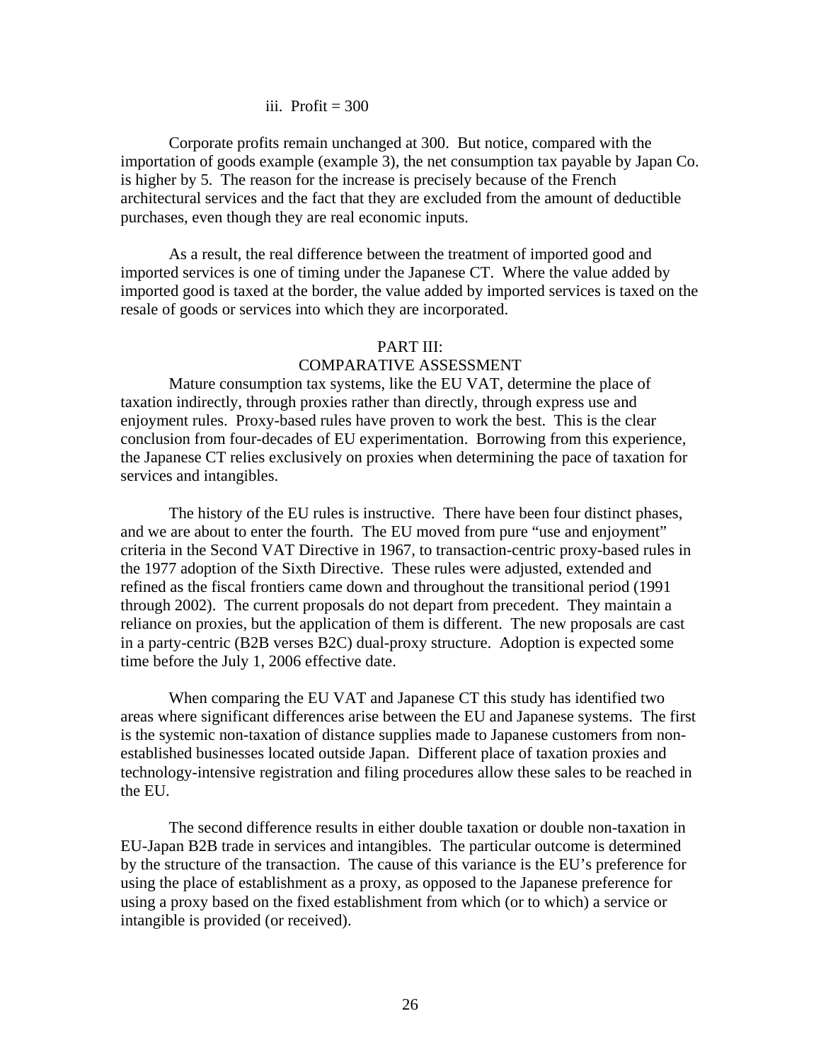iii. Profit = 300

Corporate profits remain unchanged at 300. But notice, compared with the importation of goods example (example 3), the net consumption tax payable by Japan Co. is higher by 5. The reason for the increase is precisely because of the French architectural services and the fact that they are excluded from the amount of deductible purchases, even though they are real economic inputs.

As a result, the real difference between the treatment of imported good and imported services is one of timing under the Japanese CT. Where the value added by imported good is taxed at the border, the value added by imported services is taxed on the resale of goods or services into which they are incorporated.

## PART III:
## COMPARATIVE ASSESSMENT

Mature consumption tax systems, like the EU VAT, determine the place of taxation indirectly, through proxies rather than directly, through express use and enjoyment rules. Proxy-based rules have proven to work the best. This is the clear conclusion from four-decades of EU experimentation. Borrowing from this experience, the Japanese CT relies exclusively on proxies when determining the pace of taxation for services and intangibles.

The history of the EU rules is instructive. There have been four distinct phases, and we are about to enter the fourth. The EU moved from pure "use and enjoyment" criteria in the Second VAT Directive in 1967, to transaction-centric proxy-based rules in the 1977 adoption of the Sixth Directive. These rules were adjusted, extended and refined as the fiscal frontiers came down and throughout the transitional period (1991 through 2002). The current proposals do not depart from precedent. They maintain a reliance on proxies, but the application of them is different. The new proposals are cast in a party-centric (B2B verses B2C) dual-proxy structure. Adoption is expected some time before the July 1, 2006 effective date.

When comparing the EU VAT and Japanese CT this study has identified two areas where significant differences arise between the EU and Japanese systems. The first is the systemic non-taxation of distance supplies made to Japanese customers from non-established businesses located outside Japan. Different place of taxation proxies and technology-intensive registration and filing procedures allow these sales to be reached in the EU.

The second difference results in either double taxation or double non-taxation in EU-Japan B2B trade in services and intangibles. The particular outcome is determined by the structure of the transaction. The cause of this variance is the EU's preference for using the place of establishment as a proxy, as opposed to the Japanese preference for using a proxy based on the fixed establishment from which (or to which) a service or intangible is provided (or received).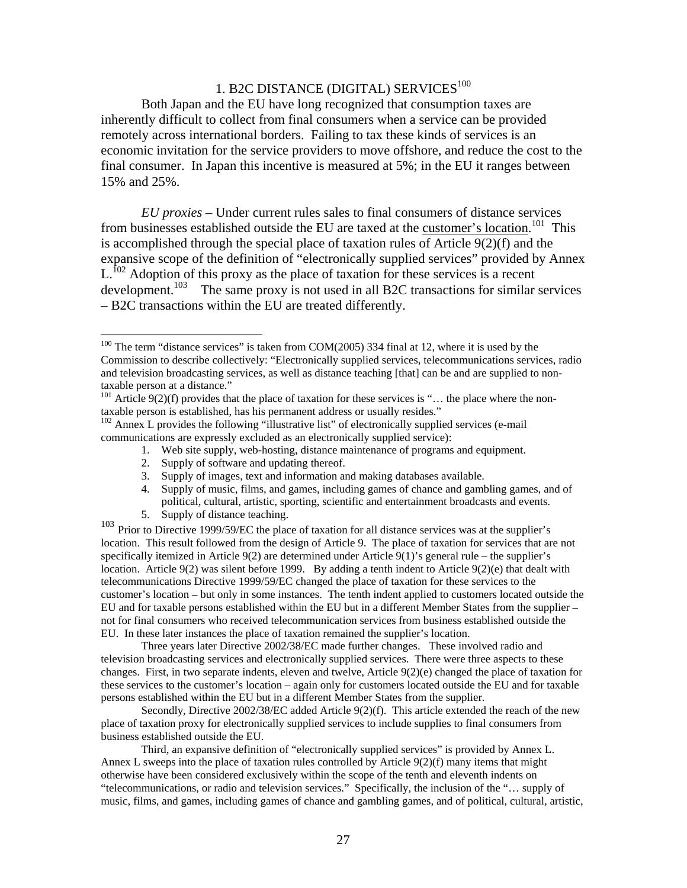### 1. B2C DISTANCE (DIGITAL) SERVICES[100]

Both Japan and the EU have long recognized that consumption taxes are inherently difficult to collect from final consumers when a service can be provided remotely across international borders. Failing to tax these kinds of services is an economic invitation for the service providers to move offshore, and reduce the cost to the final consumer. In Japan this incentive is measured at 5%; in the EU it ranges between 15% and 25%.

*EU proxies* – Under current rules sales to final consumers of distance services from businesses established outside the EU are taxed at the customer's location.[101] This is accomplished through the special place of taxation rules of Article 9(2)(f) and the expansive scope of the definition of "electronically supplied services" provided by Annex L.[102] Adoption of this proxy as the place of taxation for these services is a recent development.[103] The same proxy is not used in all B2C transactions for similar services – B2C transactions within the EU are treated differently.

---

[100] The term "distance services" is taken from COM(2005) 334 final at 12, where it is used by the Commission to describe collectively: "Electronically supplied services, telecommunications services, radio and television broadcasting services, as well as distance teaching [that] can be and are supplied to non-taxable person at a distance."

[101] Article 9(2)(f) provides that the place of taxation for these services is "… the place where the non-taxable person is established, has his permanent address or usually resides."

[102] Annex L provides the following "illustrative list" of electronically supplied services (e-mail communications are expressly excluded as an electronically supplied service):

1. Web site supply, web-hosting, distance maintenance of programs and equipment.
2. Supply of software and updating thereof.
3. Supply of images, text and information and making databases available.
4. Supply of music, films, and games, including games of chance and gambling games, and of political, cultural, artistic, sporting, scientific and entertainment broadcasts and events.
5. Supply of distance teaching.

[103] Prior to Directive 1999/59/EC the place of taxation for all distance services was at the supplier's location. This result followed from the design of Article 9. The place of taxation for services that are not specifically itemized in Article 9(2) are determined under Article 9(1)'s general rule – the supplier's location. Article 9(2) was silent before 1999. By adding a tenth indent to Article 9(2)(e) that dealt with telecommunications Directive 1999/59/EC changed the place of taxation for these services to the customer's location – but only in some instances. The tenth indent applied to customers located outside the EU and for taxable persons established within the EU but in a different Member States from the supplier – not for final consumers who received telecommunication services from business established outside the EU. In these later instances the place of taxation remained the supplier's location.

Three years later Directive 2002/38/EC made further changes. These involved radio and television broadcasting services and electronically supplied services. There were three aspects to these changes. First, in two separate indents, eleven and twelve, Article 9(2)(e) changed the place of taxation for these services to the customer's location – again only for customers located outside the EU and for taxable persons established within the EU but in a different Member States from the supplier.

Secondly, Directive 2002/38/EC added Article 9(2)(f). This article extended the reach of the new place of taxation proxy for electronically supplied services to include supplies to final consumers from business established outside the EU.

Third, an expansive definition of "electronically supplied services" is provided by Annex L. Annex L sweeps into the place of taxation rules controlled by Article 9(2)(f) many items that might otherwise have been considered exclusively within the scope of the tenth and eleventh indents on "telecommunications, or radio and television services." Specifically, the inclusion of the "… supply of music, films, and games, including games of chance and gambling games, and of political, cultural, artistic,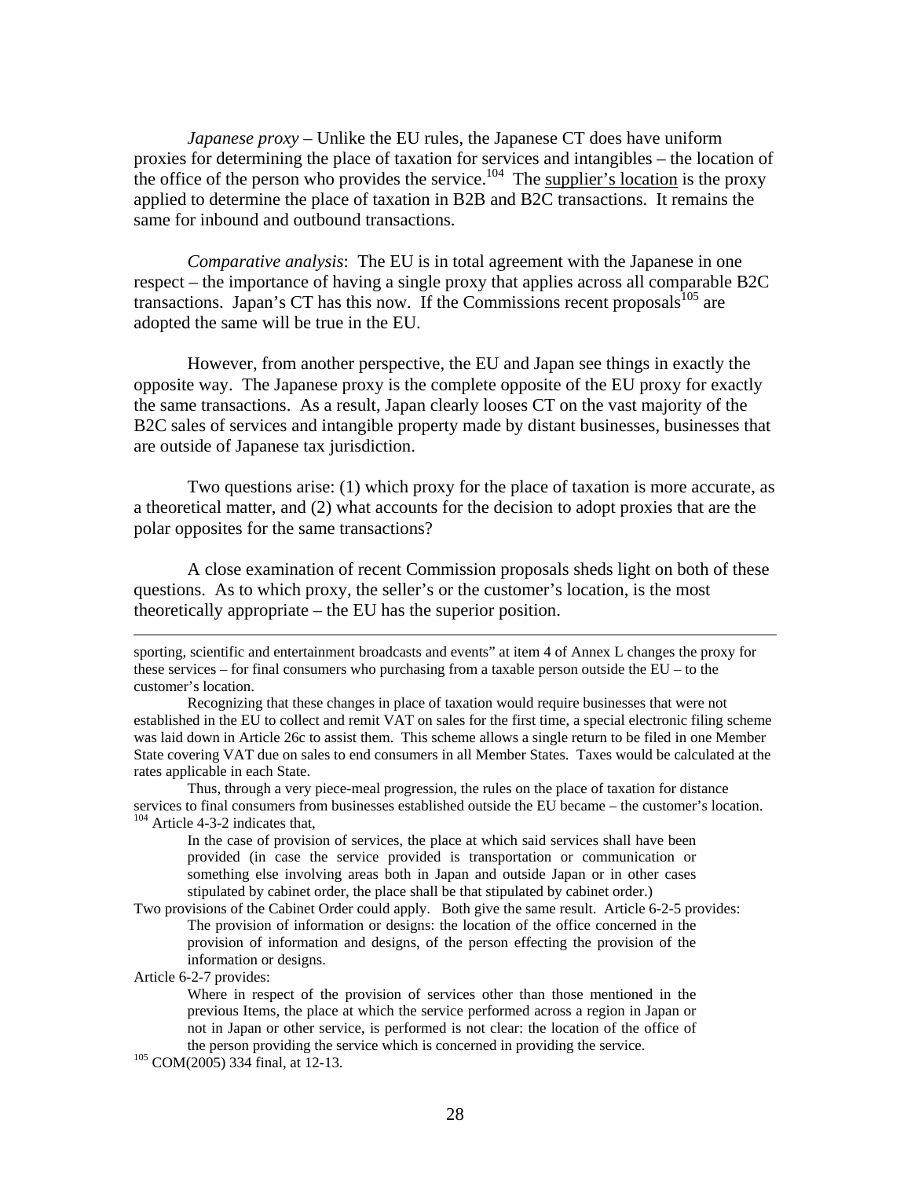*Japanese proxy* – Unlike the EU rules, the Japanese CT does have uniform proxies for determining the place of taxation for services and intangibles – the location of the office of the person who provides the service.[104] The supplier's location is the proxy applied to determine the place of taxation in B2B and B2C transactions. It remains the same for inbound and outbound transactions.

*Comparative analysis*: The EU is in total agreement with the Japanese in one respect – the importance of having a single proxy that applies across all comparable B2C transactions. Japan's CT has this now. If the Commissions recent proposals[105] are adopted the same will be true in the EU.

However, from another perspective, the EU and Japan see things in exactly the opposite way. The Japanese proxy is the complete opposite of the EU proxy for exactly the same transactions. As a result, Japan clearly looses CT on the vast majority of the B2C sales of services and intangible property made by distant businesses, businesses that are outside of Japanese tax jurisdiction.

Two questions arise: (1) which proxy for the place of taxation is more accurate, as a theoretical matter, and (2) what accounts for the decision to adopt proxies that are the polar opposites for the same transactions?

A close examination of recent Commission proposals sheds light on both of these questions. As to which proxy, the seller's or the customer's location, is the most theoretically appropriate – the EU has the superior position.

---

sporting, scientific and entertainment broadcasts and events" at item 4 of Annex L changes the proxy for these services – for final consumers who purchasing from a taxable person outside the EU – to the customer's location.

Recognizing that these changes in place of taxation would require businesses that were not established in the EU to collect and remit VAT on sales for the first time, a special electronic filing scheme was laid down in Article 26c to assist them. This scheme allows a single return to be filed in one Member State covering VAT due on sales to end consumers in all Member States. Taxes would be calculated at the rates applicable in each State.

Thus, through a very piece-meal progression, the rules on the place of taxation for distance services to final consumers from businesses established outside the EU became – the customer's location.

[104] Article 4-3-2 indicates that,

> In the case of provision of services, the place at which said services shall have been provided (in case the service provided is transportation or communication or something else involving areas both in Japan and outside Japan or in other cases stipulated by cabinet order, the place shall be that stipulated by cabinet order.)

Two provisions of the Cabinet Order could apply. Both give the same result. Article 6-2-5 provides:

> The provision of information or designs: the location of the office concerned in the provision of information and designs, of the person effecting the provision of the information or designs.

Article 6-2-7 provides:

> Where in respect of the provision of services other than those mentioned in the previous Items, the place at which the service performed across a region in Japan or not in Japan or other service, is performed is not clear: the location of the office of the person providing the service which is concerned in providing the service.

[105] COM(2005) 334 final, at 12-13.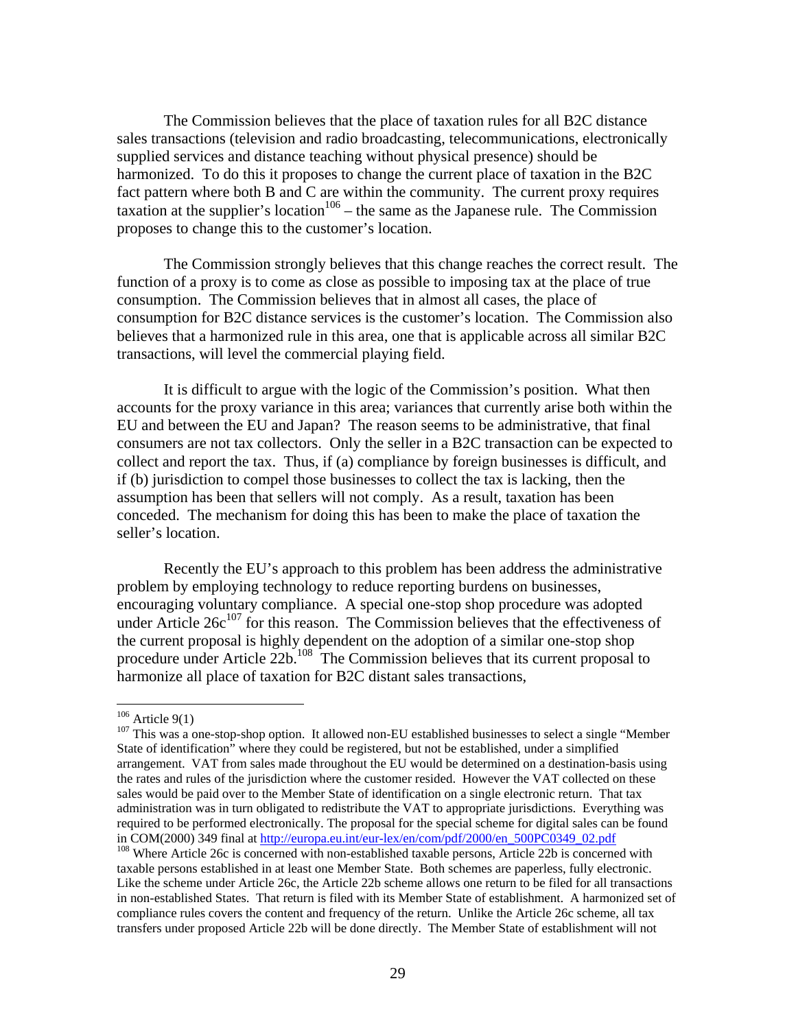The Commission believes that the place of taxation rules for all B2C distance sales transactions (television and radio broadcasting, telecommunications, electronically supplied services and distance teaching without physical presence) should be harmonized. To do this it proposes to change the current place of taxation in the B2C fact pattern where both B and C are within the community. The current proxy requires taxation at the supplier's location[106] – the same as the Japanese rule. The Commission proposes to change this to the customer's location.

The Commission strongly believes that this change reaches the correct result. The function of a proxy is to come as close as possible to imposing tax at the place of true consumption. The Commission believes that in almost all cases, the place of consumption for B2C distance services is the customer's location. The Commission also believes that a harmonized rule in this area, one that is applicable across all similar B2C transactions, will level the commercial playing field.

It is difficult to argue with the logic of the Commission's position. What then accounts for the proxy variance in this area; variances that currently arise both within the EU and between the EU and Japan? The reason seems to be administrative, that final consumers are not tax collectors. Only the seller in a B2C transaction can be expected to collect and report the tax. Thus, if (a) compliance by foreign businesses is difficult, and if (b) jurisdiction to compel those businesses to collect the tax is lacking, then the assumption has been that sellers will not comply. As a result, taxation has been conceded. The mechanism for doing this has been to make the place of taxation the seller's location.

Recently the EU's approach to this problem has been address the administrative problem by employing technology to reduce reporting burdens on businesses, encouraging voluntary compliance. A special one-stop shop procedure was adopted under Article 26c[107] for this reason. The Commission believes that the effectiveness of the current proposal is highly dependent on the adoption of a similar one-stop shop procedure under Article 22b.[108] The Commission believes that its current proposal to harmonize all place of taxation for B2C distant sales transactions,

---

[106] Article 9(1)

[107] This was a one-stop-shop option. It allowed non-EU established businesses to select a single "Member State of identification" where they could be registered, but not be established, under a simplified arrangement. VAT from sales made throughout the EU would be determined on a destination-basis using the rates and rules of the jurisdiction where the customer resided. However the VAT collected on these sales would be paid over to the Member State of identification on a single electronic return. That tax administration was in turn obligated to redistribute the VAT to appropriate jurisdictions. Everything was required to be performed electronically. The proposal for the special scheme for digital sales can be found in COM(2000) 349 final at http://europa.eu.int/eur-lex/en/com/pdf/2000/en_500PC0349_02.pdf

[108] Where Article 26c is concerned with non-established taxable persons, Article 22b is concerned with taxable persons established in at least one Member State. Both schemes are paperless, fully electronic. Like the scheme under Article 26c, the Article 22b scheme allows one return to be filed for all transactions in non-established States. That return is filed with its Member State of establishment. A harmonized set of compliance rules covers the content and frequency of the return. Unlike the Article 26c scheme, all tax transfers under proposed Article 22b will be done directly. The Member State of establishment will not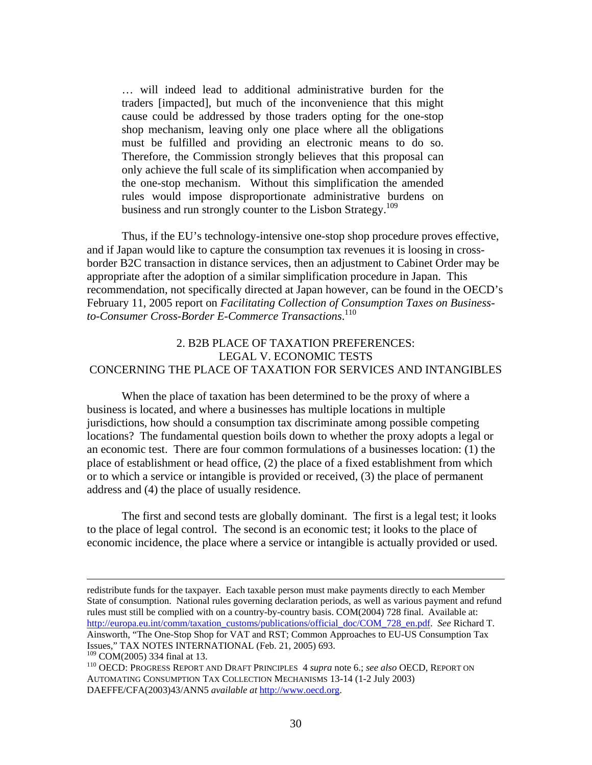> … will indeed lead to additional administrative burden for the traders [impacted], but much of the inconvenience that this might cause could be addressed by those traders opting for the one-stop shop mechanism, leaving only one place where all the obligations must be fulfilled and providing an electronic means to do so. Therefore, the Commission strongly believes that this proposal can only achieve the full scale of its simplification when accompanied by the one-stop mechanism. Without this simplification the amended rules would impose disproportionate administrative burdens on business and run strongly counter to the Lisbon Strategy.[109]

Thus, if the EU's technology-intensive one-stop shop procedure proves effective, and if Japan would like to capture the consumption tax revenues it is loosing in cross-border B2C transaction in distance services, then an adjustment to Cabinet Order may be appropriate after the adoption of a similar simplification procedure in Japan. This recommendation, not specifically directed at Japan however, can be found in the OECD's February 11, 2005 report on *Facilitating Collection of Consumption Taxes on Business-to-Consumer Cross-Border E-Commerce Transactions*.[110]

## 2. B2B PLACE OF TAXATION PREFERENCES: LEGAL V. ECONOMIC TESTS CONCERNING THE PLACE OF TAXATION FOR SERVICES AND INTANGIBLES

When the place of taxation has been determined to be the proxy of where a business is located, and where a businesses has multiple locations in multiple jurisdictions, how should a consumption tax discriminate among possible competing locations? The fundamental question boils down to whether the proxy adopts a legal or an economic test. There are four common formulations of a businesses location: (1) the place of establishment or head office, (2) the place of a fixed establishment from which or to which a service or intangible is provided or received, (3) the place of permanent address and (4) the place of usually residence.

The first and second tests are globally dominant. The first is a legal test; it looks to the place of legal control. The second is an economic test; it looks to the place of economic incidence, the place where a service or intangible is actually provided or used.

---

redistribute funds for the taxpayer. Each taxable person must make payments directly to each Member State of consumption. National rules governing declaration periods, as well as various payment and refund rules must still be complied with on a country-by-country basis. COM(2004) 728 final. Available at: http://europa.eu.int/comm/taxation_customs/publications/official_doc/COM_728_en.pdf. *See* Richard T. Ainsworth, "The One-Stop Shop for VAT and RST; Common Approaches to EU-US Consumption Tax Issues," TAX NOTES INTERNATIONAL (Feb. 21, 2005) 693.

[109] COM(2005) 334 final at 13.

[110] OECD: PROGRESS REPORT AND DRAFT PRINCIPLES 4 *supra* note 6.; *see also* OECD, REPORT ON AUTOMATING CONSUMPTION TAX COLLECTION MECHANISMS 13-14 (1-2 July 2003) DAEFFE/CFA(2003)43/ANN5 *available at* http://www.oecd.org.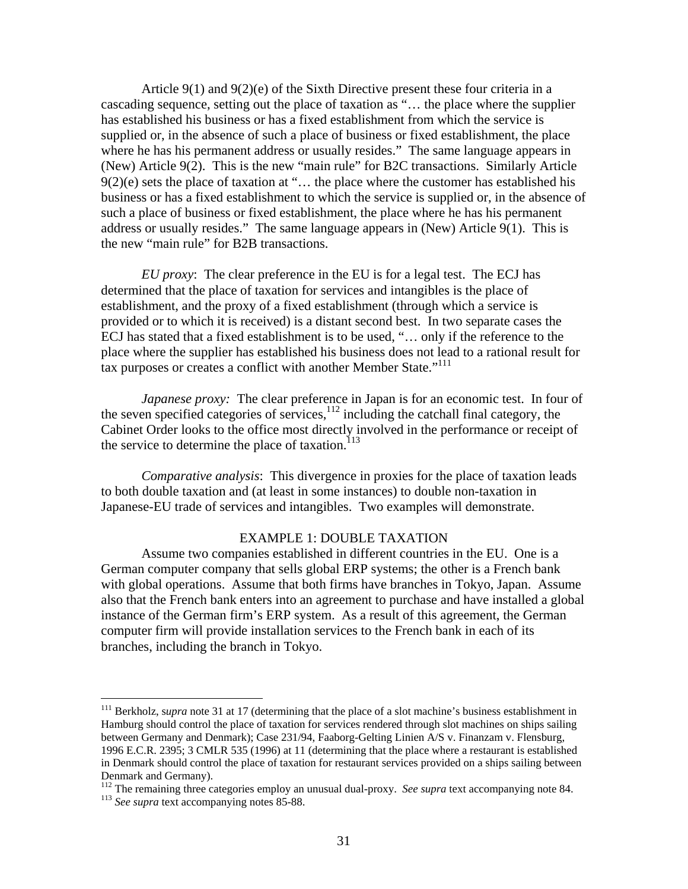Article 9(1) and 9(2)(e) of the Sixth Directive present these four criteria in a cascading sequence, setting out the place of taxation as "… the place where the supplier has established his business or has a fixed establishment from which the service is supplied or, in the absence of such a place of business or fixed establishment, the place where he has his permanent address or usually resides." The same language appears in (New) Article 9(2). This is the new "main rule" for B2C transactions. Similarly Article 9(2)(e) sets the place of taxation at "… the place where the customer has established his business or has a fixed establishment to which the service is supplied or, in the absence of such a place of business or fixed establishment, the place where he has his permanent address or usually resides." The same language appears in (New) Article 9(1). This is the new "main rule" for B2B transactions.

*EU proxy*: The clear preference in the EU is for a legal test. The ECJ has determined that the place of taxation for services and intangibles is the place of establishment, and the proxy of a fixed establishment (through which a service is provided or to which it is received) is a distant second best. In two separate cases the ECJ has stated that a fixed establishment is to be used, "… only if the reference to the place where the supplier has established his business does not lead to a rational result for tax purposes or creates a conflict with another Member State."[111]

*Japanese proxy:* The clear preference in Japan is for an economic test. In four of the seven specified categories of services,[112] including the catchall final category, the Cabinet Order looks to the office most directly involved in the performance or receipt of the service to determine the place of taxation.[113]

*Comparative analysis*: This divergence in proxies for the place of taxation leads to both double taxation and (at least in some instances) to double non-taxation in Japanese-EU trade of services and intangibles. Two examples will demonstrate.

EXAMPLE 1: DOUBLE TAXATION

Assume two companies established in different countries in the EU. One is a German computer company that sells global ERP systems; the other is a French bank with global operations. Assume that both firms have branches in Tokyo, Japan. Assume also that the French bank enters into an agreement to purchase and have installed a global instance of the German firm's ERP system. As a result of this agreement, the German computer firm will provide installation services to the French bank in each of its branches, including the branch in Tokyo.

---

[111] Berkholz, s*upra* note 31 at 17 (determining that the place of a slot machine's business establishment in Hamburg should control the place of taxation for services rendered through slot machines on ships sailing between Germany and Denmark); Case 231/94, Faaborg-Gelting Linien A/S v. Finanzam v. Flensburg, 1996 E.C.R. 2395; 3 CMLR 535 (1996) at 11 (determining that the place where a restaurant is established in Denmark should control the place of taxation for restaurant services provided on a ships sailing between Denmark and Germany).

[112] The remaining three categories employ an unusual dual-proxy. *See supra* text accompanying note 84.

[113] *See supra* text accompanying notes 85-88.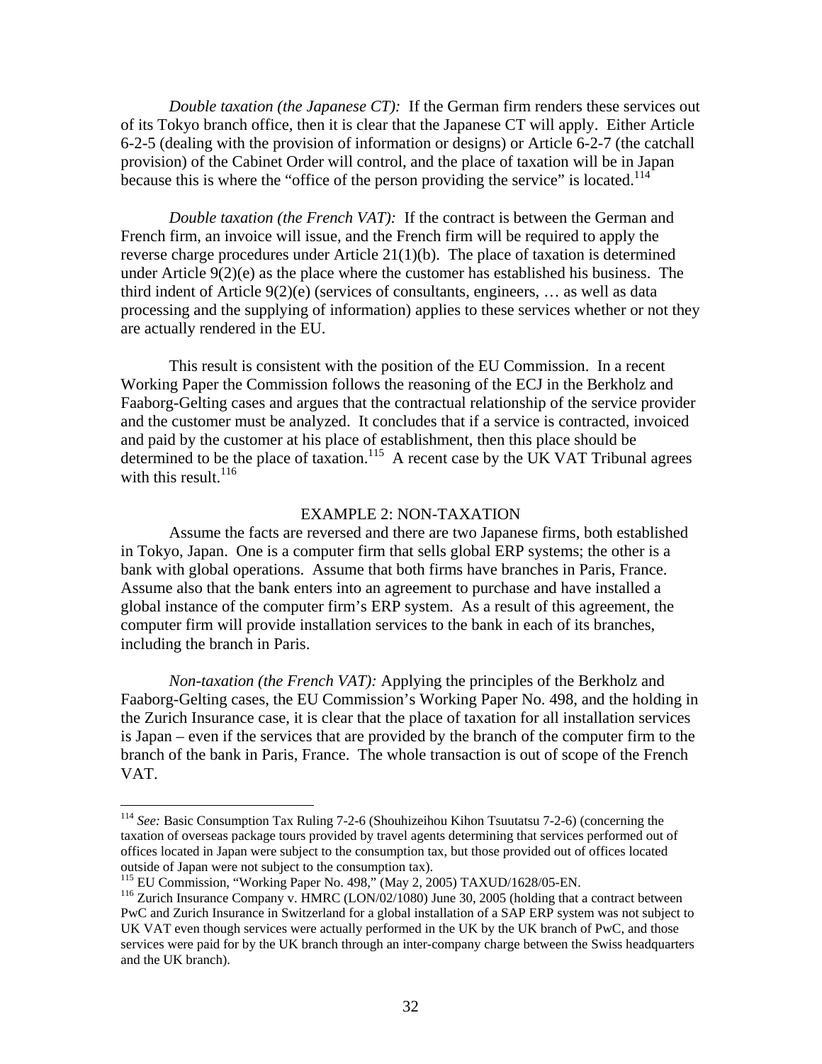*Double taxation (the Japanese CT):* If the German firm renders these services out of its Tokyo branch office, then it is clear that the Japanese CT will apply. Either Article 6-2-5 (dealing with the provision of information or designs) or Article 6-2-7 (the catchall provision) of the Cabinet Order will control, and the place of taxation will be in Japan because this is where the "office of the person providing the service" is located.[114]

*Double taxation (the French VAT):* If the contract is between the German and French firm, an invoice will issue, and the French firm will be required to apply the reverse charge procedures under Article 21(1)(b). The place of taxation is determined under Article 9(2)(e) as the place where the customer has established his business. The third indent of Article 9(2)(e) (services of consultants, engineers, … as well as data processing and the supplying of information) applies to these services whether or not they are actually rendered in the EU.

This result is consistent with the position of the EU Commission. In a recent Working Paper the Commission follows the reasoning of the ECJ in the Berkholz and Faaborg-Gelting cases and argues that the contractual relationship of the service provider and the customer must be analyzed. It concludes that if a service is contracted, invoiced and paid by the customer at his place of establishment, then this place should be determined to be the place of taxation.[115] A recent case by the UK VAT Tribunal agrees with this result.[116]

## EXAMPLE 2: NON-TAXATION

Assume the facts are reversed and there are two Japanese firms, both established in Tokyo, Japan. One is a computer firm that sells global ERP systems; the other is a bank with global operations. Assume that both firms have branches in Paris, France. Assume also that the bank enters into an agreement to purchase and have installed a global instance of the computer firm's ERP system. As a result of this agreement, the computer firm will provide installation services to the bank in each of its branches, including the branch in Paris.

*Non-taxation (the French VAT):* Applying the principles of the Berkholz and Faaborg-Gelting cases, the EU Commission's Working Paper No. 498, and the holding in the Zurich Insurance case, it is clear that the place of taxation for all installation services is Japan – even if the services that are provided by the branch of the computer firm to the branch of the bank in Paris, France. The whole transaction is out of scope of the French VAT.

---

[114] *See:* Basic Consumption Tax Ruling 7-2-6 (Shouhizeihou Kihon Tsuutatsu 7-2-6) (concerning the taxation of overseas package tours provided by travel agents determining that services performed out of offices located in Japan were subject to the consumption tax, but those provided out of offices located outside of Japan were not subject to the consumption tax).

[115] EU Commission, "Working Paper No. 498," (May 2, 2005) TAXUD/1628/05-EN.

[116] Zurich Insurance Company v. HMRC (LON/02/1080) June 30, 2005 (holding that a contract between PwC and Zurich Insurance in Switzerland for a global installation of a SAP ERP system was not subject to UK VAT even though services were actually performed in the UK by the UK branch of PwC, and those services were paid for by the UK branch through an inter-company charge between the Swiss headquarters and the UK branch).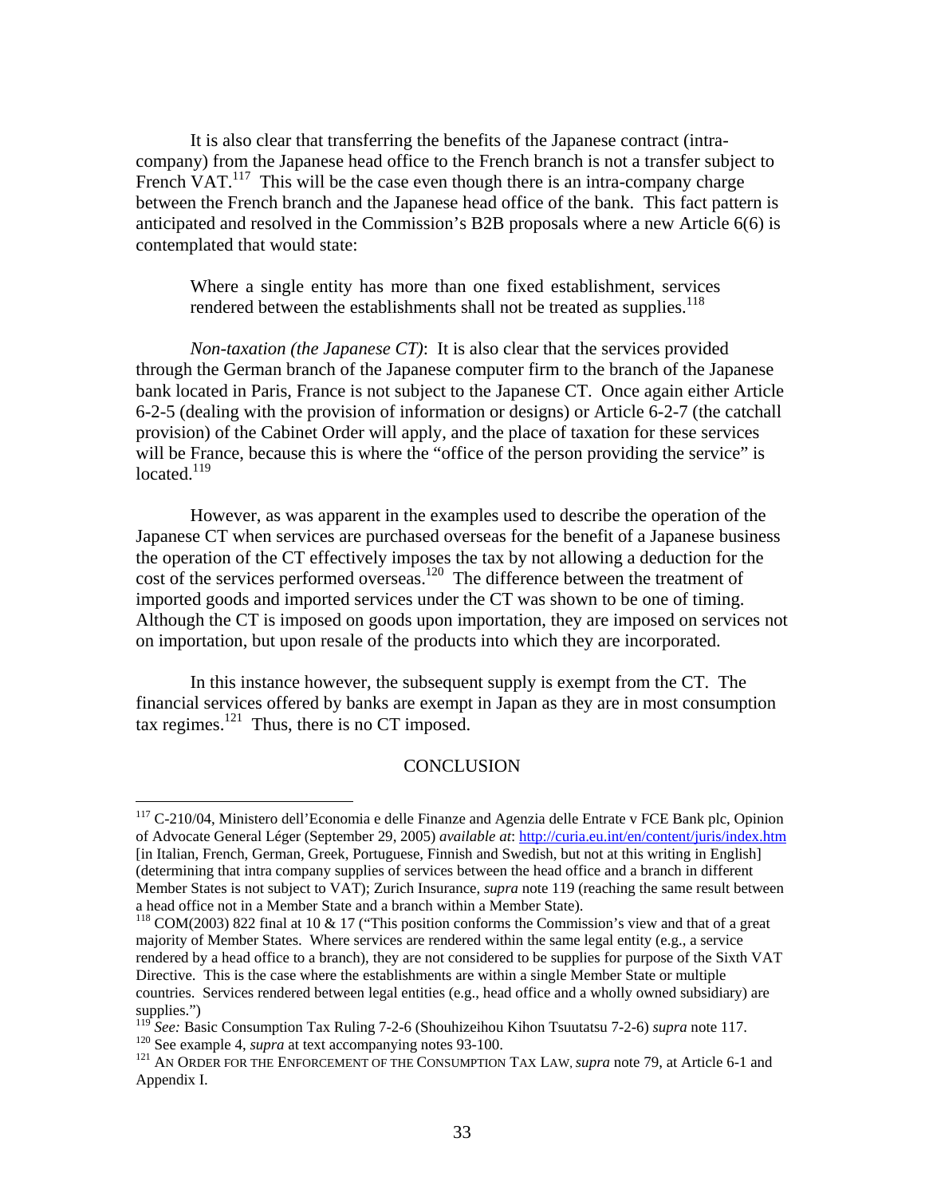It is also clear that transferring the benefits of the Japanese contract (intra-company) from the Japanese head office to the French branch is not a transfer subject to French VAT.[117] This will be the case even though there is an intra-company charge between the French branch and the Japanese head office of the bank. This fact pattern is anticipated and resolved in the Commission's B2B proposals where a new Article 6(6) is contemplated that would state:

> Where a single entity has more than one fixed establishment, services rendered between the establishments shall not be treated as supplies.[118]

*Non-taxation (the Japanese CT)*: It is also clear that the services provided through the German branch of the Japanese computer firm to the branch of the Japanese bank located in Paris, France is not subject to the Japanese CT. Once again either Article 6-2-5 (dealing with the provision of information or designs) or Article 6-2-7 (the catchall provision) of the Cabinet Order will apply, and the place of taxation for these services will be France, because this is where the "office of the person providing the service" is located.[119]

However, as was apparent in the examples used to describe the operation of the Japanese CT when services are purchased overseas for the benefit of a Japanese business the operation of the CT effectively imposes the tax by not allowing a deduction for the cost of the services performed overseas.[120] The difference between the treatment of imported goods and imported services under the CT was shown to be one of timing. Although the CT is imposed on goods upon importation, they are imposed on services not on importation, but upon resale of the products into which they are incorporated.

In this instance however, the subsequent supply is exempt from the CT. The financial services offered by banks are exempt in Japan as they are in most consumption tax regimes.[121] Thus, there is no CT imposed.

## CONCLUSION

---

[117] C-210/04, Ministero dell'Economia e delle Finanze and Agenzia delle Entrate v FCE Bank plc, Opinion of Advocate General Léger (September 29, 2005) *available at*: http://curia.eu.int/en/content/juris/index.htm [in Italian, French, German, Greek, Portuguese, Finnish and Swedish, but not at this writing in English] (determining that intra company supplies of services between the head office and a branch in different Member States is not subject to VAT); Zurich Insurance, *supra* note 119 (reaching the same result between a head office not in a Member State and a branch within a Member State).

[118] COM(2003) 822 final at 10 & 17 ("This position conforms the Commission's view and that of a great majority of Member States. Where services are rendered within the same legal entity (e.g., a service rendered by a head office to a branch), they are not considered to be supplies for purpose of the Sixth VAT Directive. This is the case where the establishments are within a single Member State or multiple countries. Services rendered between legal entities (e.g., head office and a wholly owned subsidiary) are supplies.")

[119] *See:* Basic Consumption Tax Ruling 7-2-6 (Shouhizeihou Kihon Tsuutatsu 7-2-6) *supra* note 117.

[120] See example 4, *supra* at text accompanying notes 93-100.

[121] AN ORDER FOR THE ENFORCEMENT OF THE CONSUMPTION TAX LAW, *supra* note 79, at Article 6-1 and Appendix I.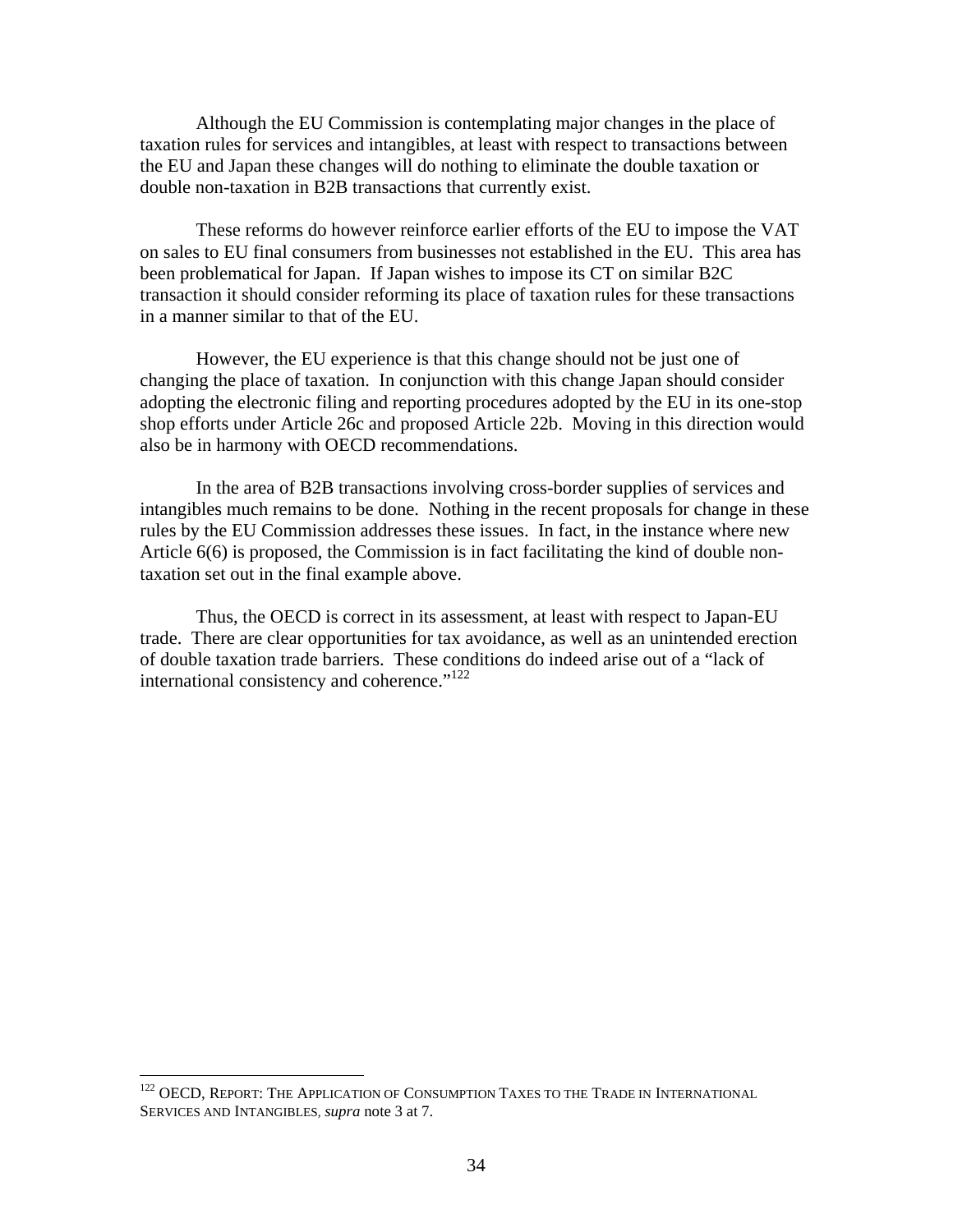Although the EU Commission is contemplating major changes in the place of taxation rules for services and intangibles, at least with respect to transactions between the EU and Japan these changes will do nothing to eliminate the double taxation or double non-taxation in B2B transactions that currently exist.

These reforms do however reinforce earlier efforts of the EU to impose the VAT on sales to EU final consumers from businesses not established in the EU. This area has been problematical for Japan. If Japan wishes to impose its CT on similar B2C transaction it should consider reforming its place of taxation rules for these transactions in a manner similar to that of the EU.

However, the EU experience is that this change should not be just one of changing the place of taxation. In conjunction with this change Japan should consider adopting the electronic filing and reporting procedures adopted by the EU in its one-stop shop efforts under Article 26c and proposed Article 22b. Moving in this direction would also be in harmony with OECD recommendations.

In the area of B2B transactions involving cross-border supplies of services and intangibles much remains to be done. Nothing in the recent proposals for change in these rules by the EU Commission addresses these issues. In fact, in the instance where new Article 6(6) is proposed, the Commission is in fact facilitating the kind of double non-taxation set out in the final example above.

Thus, the OECD is correct in its assessment, at least with respect to Japan-EU trade. There are clear opportunities for tax avoidance, as well as an unintended erection of double taxation trade barriers. These conditions do indeed arise out of a "lack of international consistency and coherence."[122]

---

[122] OECD, REPORT: THE APPLICATION OF CONSUMPTION TAXES TO THE TRADE IN INTERNATIONAL SERVICES AND INTANGIBLES, *supra* note 3 at 7.